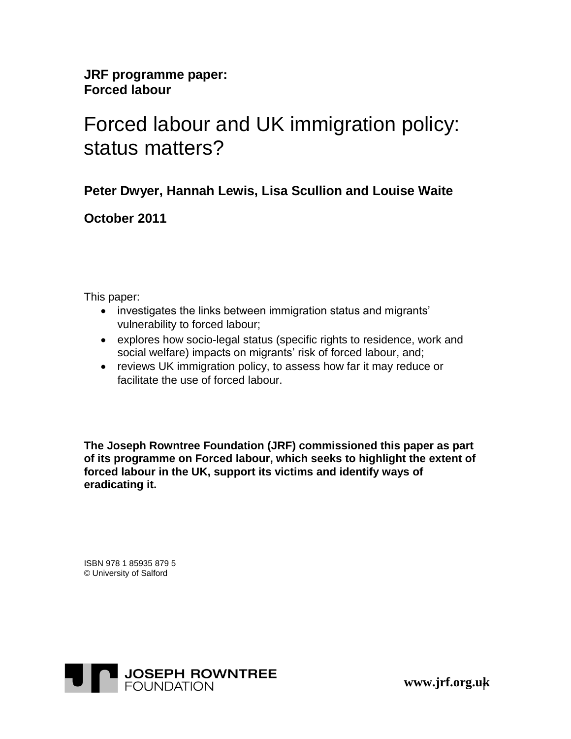**JRF programme paper:**
**Forced labour**

# Forced labour and UK immigration policy: status matters?

**Peter Dwyer, Hannah Lewis, Lisa Scullion and Louise Waite**

**October 2011**

This paper:

- investigates the links between immigration status and migrants' vulnerability to forced labour;
- explores how socio-legal status (specific rights to residence, work and social welfare) impacts on migrants' risk of forced labour, and;
- reviews UK immigration policy, to assess how far it may reduce or facilitate the use of forced labour.

**The Joseph Rowntree Foundation (JRF) commissioned this paper as part of its programme on Forced labour, which seeks to highlight the extent of forced labour in the UK, support its victims and identify ways of eradicating it.**

ISBN 978 1 85935 879 5
© University of Salford

JOSEPH ROWNTREE FOUNDATION

**www.jrf.org.uk**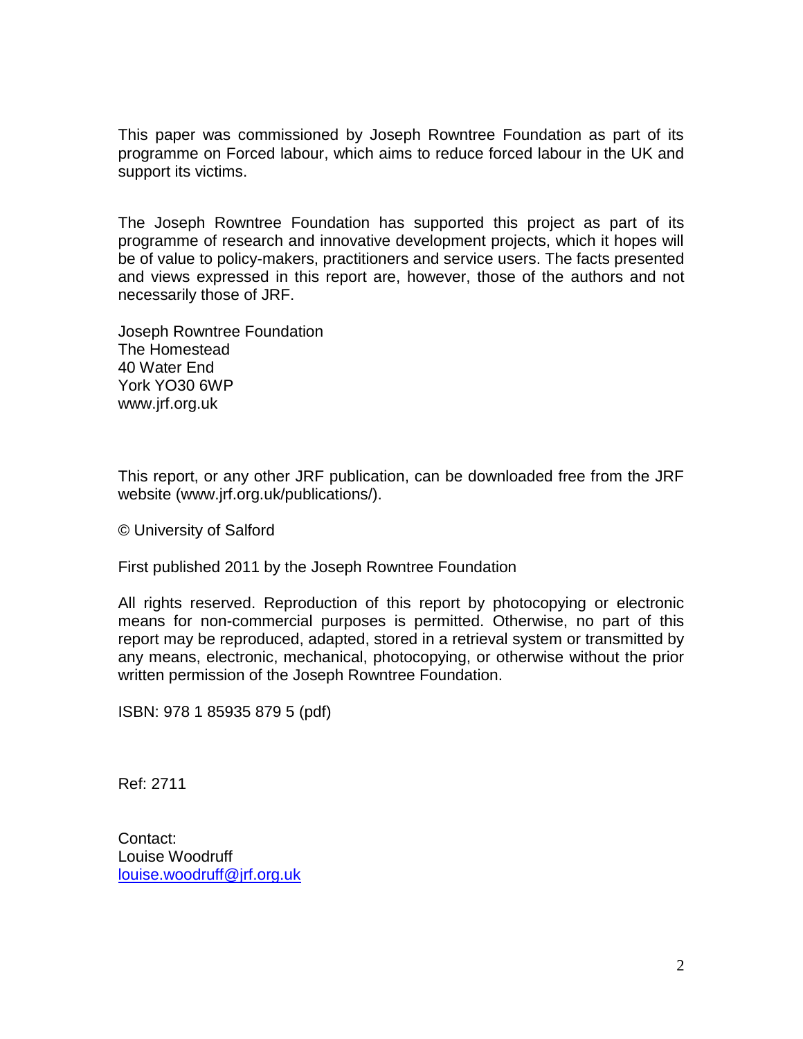This paper was commissioned by Joseph Rowntree Foundation as part of its programme on Forced labour, which aims to reduce forced labour in the UK and support its victims.

The Joseph Rowntree Foundation has supported this project as part of its programme of research and innovative development projects, which it hopes will be of value to policy-makers, practitioners and service users. The facts presented and views expressed in this report are, however, those of the authors and not necessarily those of JRF.

Joseph Rowntree Foundation  
The Homestead  
40 Water End  
York YO30 6WP  
www.jrf.org.uk

This report, or any other JRF publication, can be downloaded free from the JRF website (www.jrf.org.uk/publications/).

© University of Salford

First published 2011 by the Joseph Rowntree Foundation

All rights reserved. Reproduction of this report by photocopying or electronic means for non-commercial purposes is permitted. Otherwise, no part of this report may be reproduced, adapted, stored in a retrieval system or transmitted by any means, electronic, mechanical, photocopying, or otherwise without the prior written permission of the Joseph Rowntree Foundation.

ISBN: 978 1 85935 879 5 (pdf)

Ref: 2711

Contact:  
Louise Woodruff  
louise.woodruff@jrf.org.uk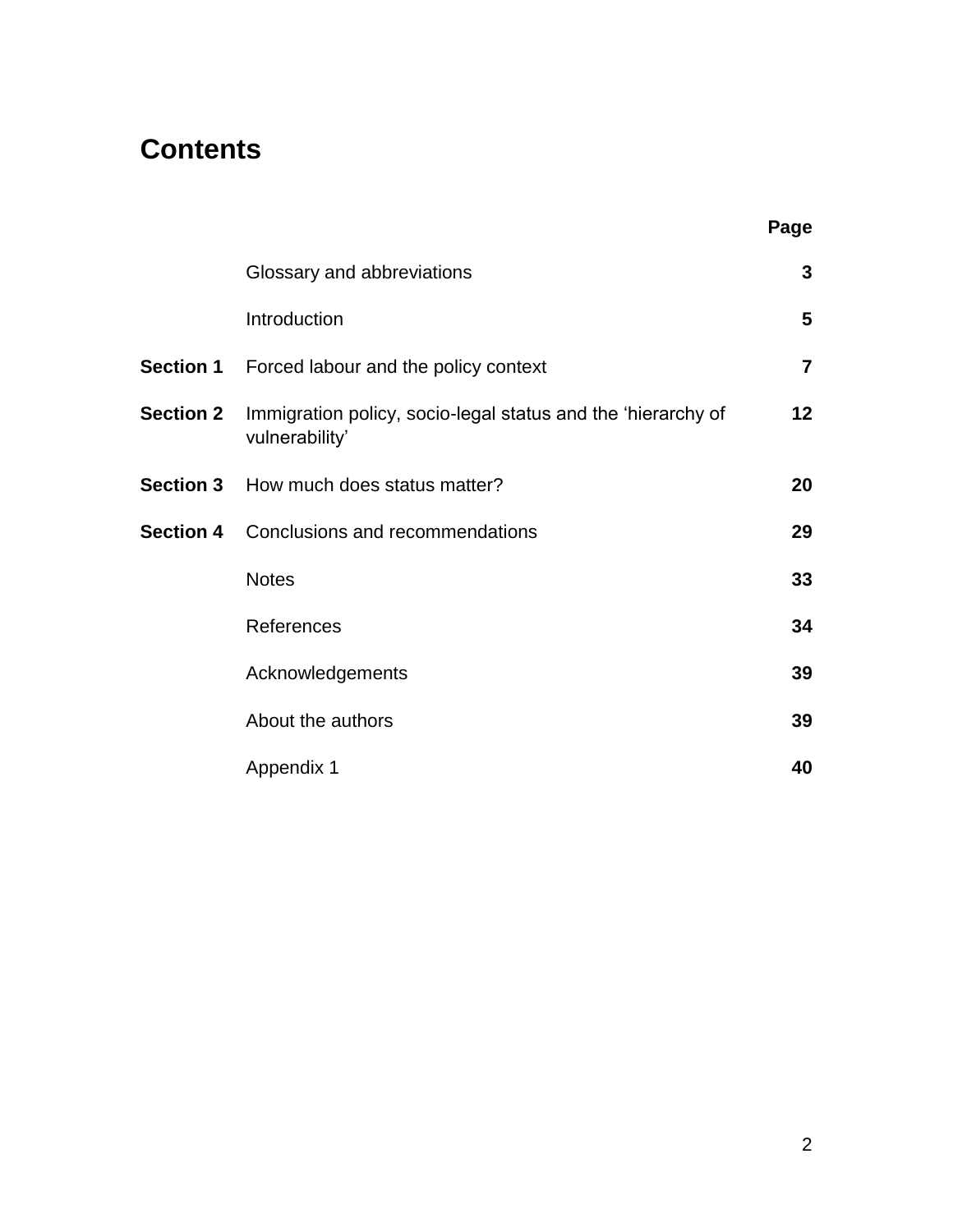# Contents

| | | Page |
|---|---|---|
| | Glossary and abbreviations | 3 |
| | Introduction | 5 |
| **Section 1** | Forced labour and the policy context | 7 |
| **Section 2** | Immigration policy, socio-legal status and the 'hierarchy of vulnerability' | 12 |
| **Section 3** | How much does status matter? | 20 |
| **Section 4** | Conclusions and recommendations | 29 |
| | Notes | 33 |
| | References | 34 |
| | Acknowledgements | 39 |
| | About the authors | 39 |
| | Appendix 1 | 40 |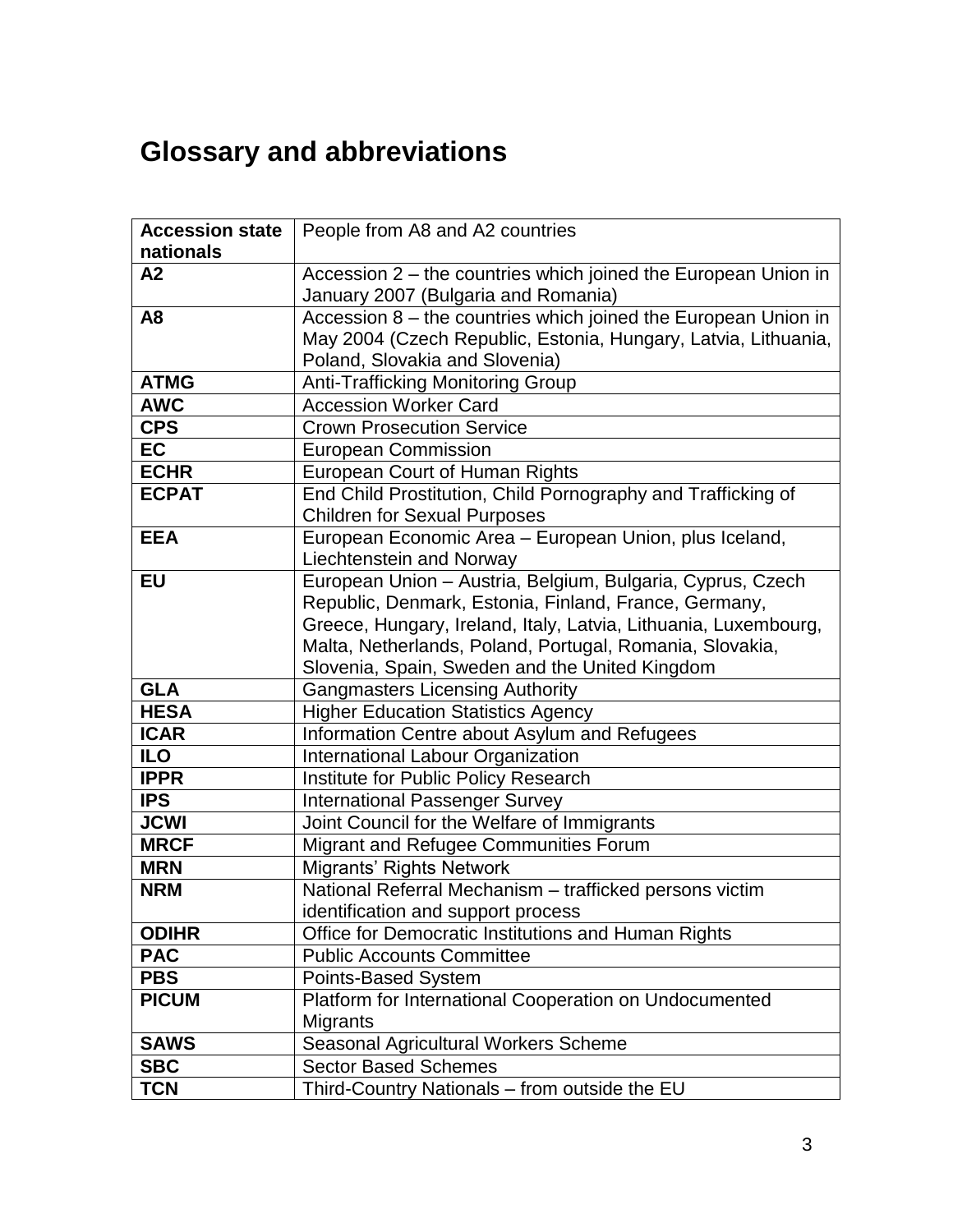# Glossary and abbreviations

| Accession state nationals | People from A8 and A2 countries |
|---|---|
| **A2** | Accession 2 – the countries which joined the European Union in January 2007 (Bulgaria and Romania) |
| **A8** | Accession 8 – the countries which joined the European Union in May 2004 (Czech Republic, Estonia, Hungary, Latvia, Lithuania, Poland, Slovakia and Slovenia) |
| **ATMG** | Anti-Trafficking Monitoring Group |
| **AWC** | Accession Worker Card |
| **CPS** | Crown Prosecution Service |
| **EC** | European Commission |
| **ECHR** | European Court of Human Rights |
| **ECPAT** | End Child Prostitution, Child Pornography and Trafficking of Children for Sexual Purposes |
| **EEA** | European Economic Area – European Union, plus Iceland, Liechtenstein and Norway |
| **EU** | European Union – Austria, Belgium, Bulgaria, Cyprus, Czech Republic, Denmark, Estonia, Finland, France, Germany, Greece, Hungary, Ireland, Italy, Latvia, Lithuania, Luxembourg, Malta, Netherlands, Poland, Portugal, Romania, Slovakia, Slovenia, Spain, Sweden and the United Kingdom |
| **GLA** | Gangmasters Licensing Authority |
| **HESA** | Higher Education Statistics Agency |
| **ICAR** | Information Centre about Asylum and Refugees |
| **ILO** | International Labour Organization |
| **IPPR** | Institute for Public Policy Research |
| **IPS** | International Passenger Survey |
| **JCWI** | Joint Council for the Welfare of Immigrants |
| **MRCF** | Migrant and Refugee Communities Forum |
| **MRN** | Migrants' Rights Network |
| **NRM** | National Referral Mechanism – trafficked persons victim identification and support process |
| **ODIHR** | Office for Democratic Institutions and Human Rights |
| **PAC** | Public Accounts Committee |
| **PBS** | Points-Based System |
| **PICUM** | Platform for International Cooperation on Undocumented Migrants |
| **SAWS** | Seasonal Agricultural Workers Scheme |
| **SBC** | Sector Based Schemes |
| **TCN** | Third-Country Nationals – from outside the EU |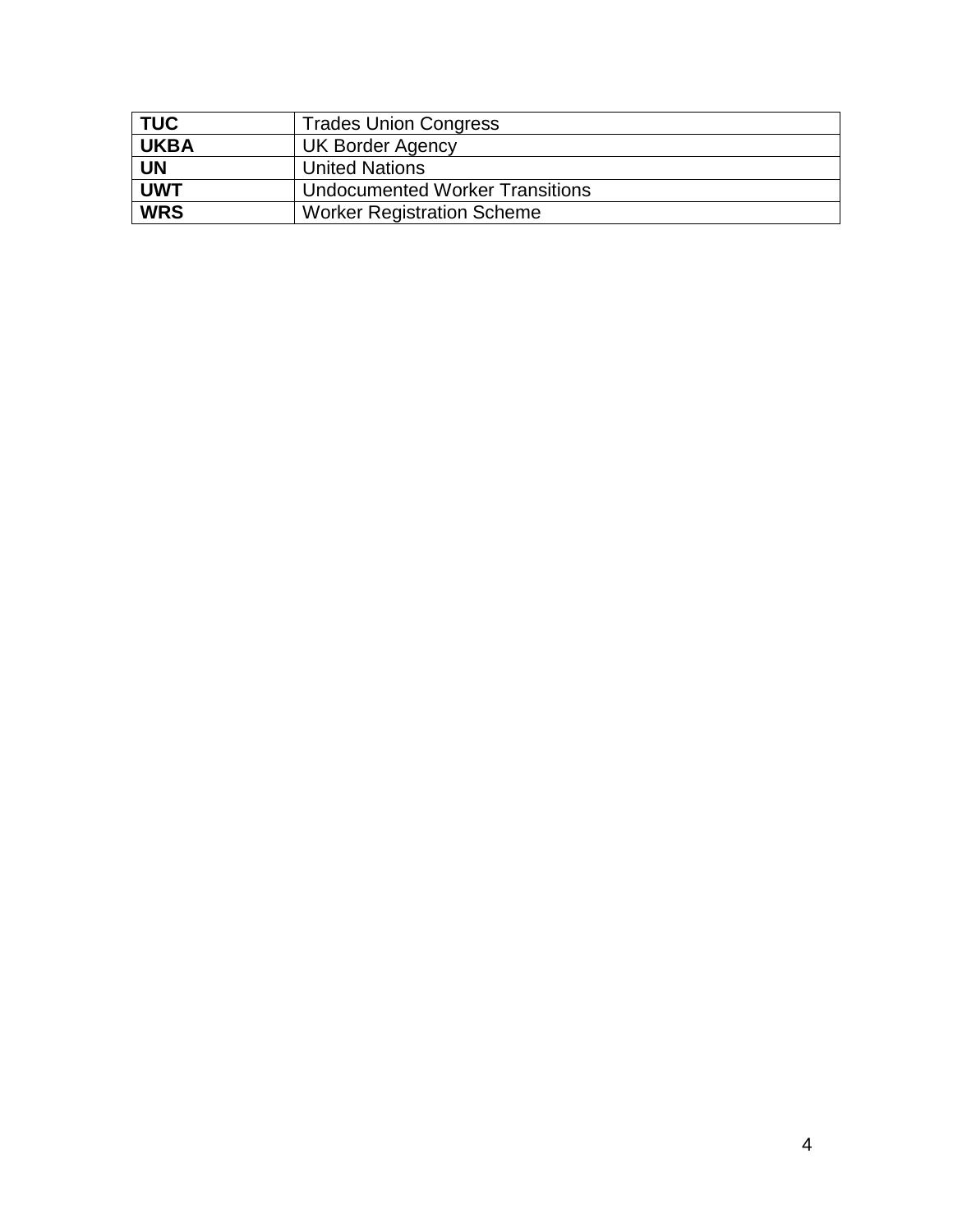| **TUC** | Trades Union Congress |
|---|---|
| **UKBA** | UK Border Agency |
| **UN** | United Nations |
| **UWT** | Undocumented Worker Transitions |
| **WRS** | Worker Registration Scheme |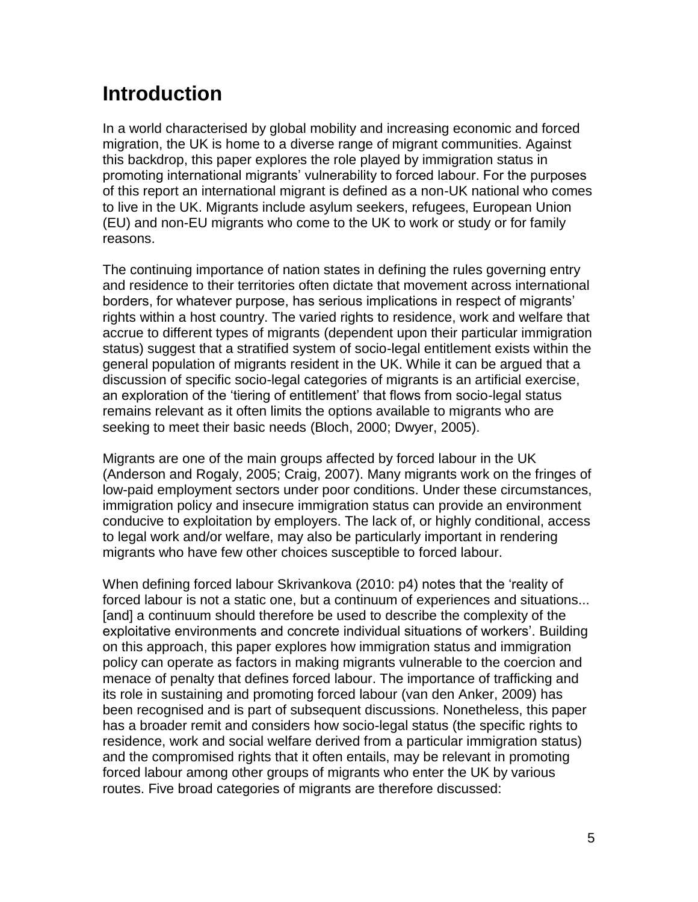## Introduction

In a world characterised by global mobility and increasing economic and forced migration, the UK is home to a diverse range of migrant communities. Against this backdrop, this paper explores the role played by immigration status in promoting international migrants' vulnerability to forced labour. For the purposes of this report an international migrant is defined as a non-UK national who comes to live in the UK. Migrants include asylum seekers, refugees, European Union (EU) and non-EU migrants who come to the UK to work or study or for family reasons.

The continuing importance of nation states in defining the rules governing entry and residence to their territories often dictate that movement across international borders, for whatever purpose, has serious implications in respect of migrants' rights within a host country. The varied rights to residence, work and welfare that accrue to different types of migrants (dependent upon their particular immigration status) suggest that a stratified system of socio-legal entitlement exists within the general population of migrants resident in the UK. While it can be argued that a discussion of specific socio-legal categories of migrants is an artificial exercise, an exploration of the 'tiering of entitlement' that flows from socio-legal status remains relevant as it often limits the options available to migrants who are seeking to meet their basic needs (Bloch, 2000; Dwyer, 2005).

Migrants are one of the main groups affected by forced labour in the UK (Anderson and Rogaly, 2005; Craig, 2007). Many migrants work on the fringes of low-paid employment sectors under poor conditions. Under these circumstances, immigration policy and insecure immigration status can provide an environment conducive to exploitation by employers. The lack of, or highly conditional, access to legal work and/or welfare, may also be particularly important in rendering migrants who have few other choices susceptible to forced labour.

When defining forced labour Skrivankova (2010: p4) notes that the 'reality of forced labour is not a static one, but a continuum of experiences and situations... [and] a continuum should therefore be used to describe the complexity of the exploitative environments and concrete individual situations of workers'. Building on this approach, this paper explores how immigration status and immigration policy can operate as factors in making migrants vulnerable to the coercion and menace of penalty that defines forced labour. The importance of trafficking and its role in sustaining and promoting forced labour (van den Anker, 2009) has been recognised and is part of subsequent discussions. Nonetheless, this paper has a broader remit and considers how socio-legal status (the specific rights to residence, work and social welfare derived from a particular immigration status) and the compromised rights that it often entails, may be relevant in promoting forced labour among other groups of migrants who enter the UK by various routes. Five broad categories of migrants are therefore discussed: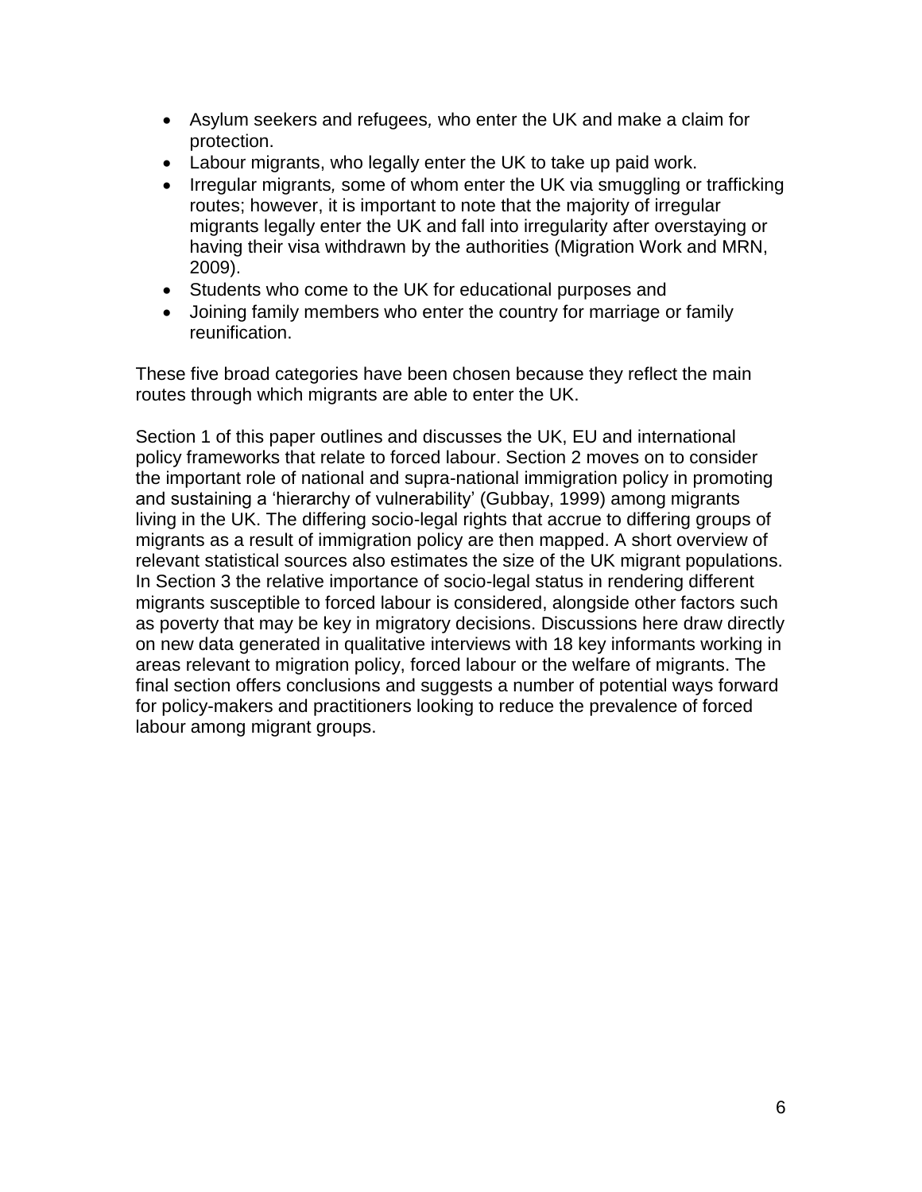- Asylum seekers and refugees*,* who enter the UK and make a claim for protection.
- Labour migrants, who legally enter the UK to take up paid work.
- Irregular migrants*,* some of whom enter the UK via smuggling or trafficking routes; however, it is important to note that the majority of irregular migrants legally enter the UK and fall into irregularity after overstaying or having their visa withdrawn by the authorities (Migration Work and MRN, 2009).
- Students who come to the UK for educational purposes and
- Joining family members who enter the country for marriage or family reunification.

These five broad categories have been chosen because they reflect the main routes through which migrants are able to enter the UK.

Section 1 of this paper outlines and discusses the UK, EU and international policy frameworks that relate to forced labour. Section 2 moves on to consider the important role of national and supra-national immigration policy in promoting and sustaining a 'hierarchy of vulnerability' (Gubbay, 1999) among migrants living in the UK. The differing socio-legal rights that accrue to differing groups of migrants as a result of immigration policy are then mapped. A short overview of relevant statistical sources also estimates the size of the UK migrant populations. In Section 3 the relative importance of socio-legal status in rendering different migrants susceptible to forced labour is considered, alongside other factors such as poverty that may be key in migratory decisions. Discussions here draw directly on new data generated in qualitative interviews with 18 key informants working in areas relevant to migration policy, forced labour or the welfare of migrants. The final section offers conclusions and suggests a number of potential ways forward for policy-makers and practitioners looking to reduce the prevalence of forced labour among migrant groups.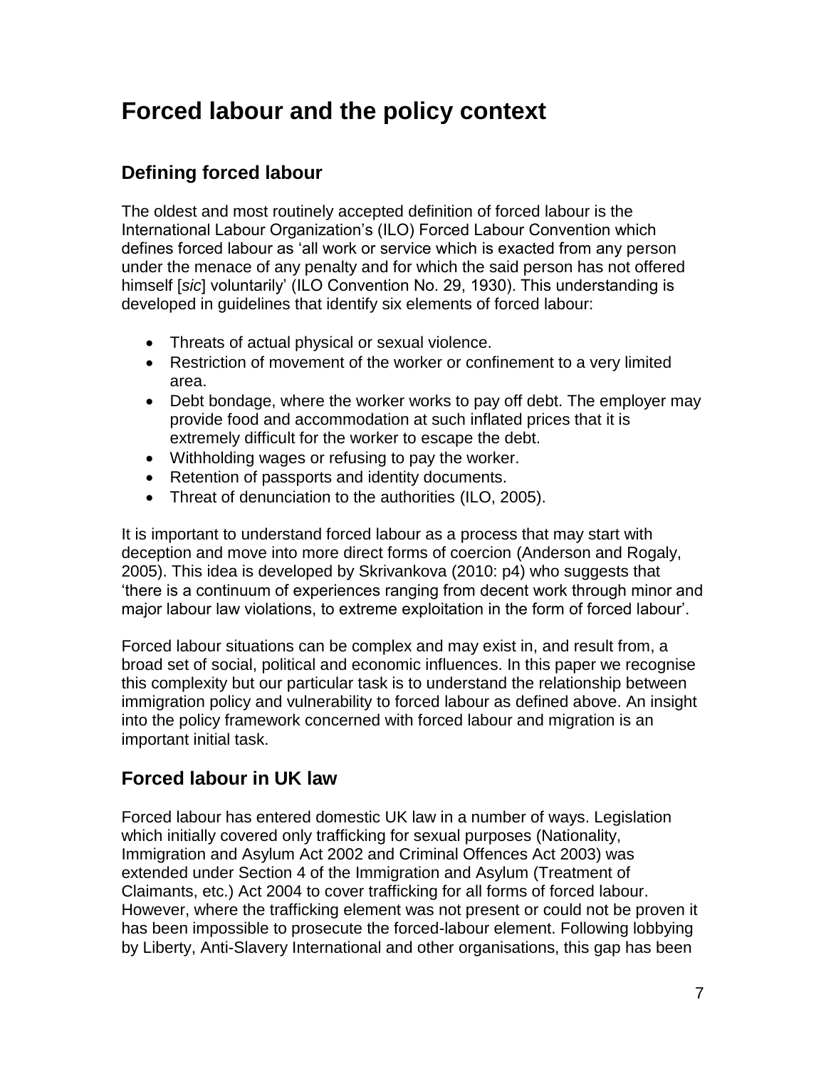# Forced labour and the policy context

## Defining forced labour

The oldest and most routinely accepted definition of forced labour is the International Labour Organization's (ILO) Forced Labour Convention which defines forced labour as 'all work or service which is exacted from any person under the menace of any penalty and for which the said person has not offered himself [*sic*] voluntarily' (ILO Convention No. 29, 1930). This understanding is developed in guidelines that identify six elements of forced labour:

- Threats of actual physical or sexual violence.
- Restriction of movement of the worker or confinement to a very limited area.
- Debt bondage, where the worker works to pay off debt. The employer may provide food and accommodation at such inflated prices that it is extremely difficult for the worker to escape the debt.
- Withholding wages or refusing to pay the worker.
- Retention of passports and identity documents.
- Threat of denunciation to the authorities (ILO, 2005).

It is important to understand forced labour as a process that may start with deception and move into more direct forms of coercion (Anderson and Rogaly, 2005). This idea is developed by Skrivankova (2010: p4) who suggests that 'there is a continuum of experiences ranging from decent work through minor and major labour law violations, to extreme exploitation in the form of forced labour'.

Forced labour situations can be complex and may exist in, and result from, a broad set of social, political and economic influences. In this paper we recognise this complexity but our particular task is to understand the relationship between immigration policy and vulnerability to forced labour as defined above. An insight into the policy framework concerned with forced labour and migration is an important initial task.

## Forced labour in UK law

Forced labour has entered domestic UK law in a number of ways. Legislation which initially covered only trafficking for sexual purposes (Nationality, Immigration and Asylum Act 2002 and Criminal Offences Act 2003) was extended under Section 4 of the Immigration and Asylum (Treatment of Claimants, etc.) Act 2004 to cover trafficking for all forms of forced labour. However, where the trafficking element was not present or could not be proven it has been impossible to prosecute the forced-labour element. Following lobbying by Liberty, Anti-Slavery International and other organisations, this gap has been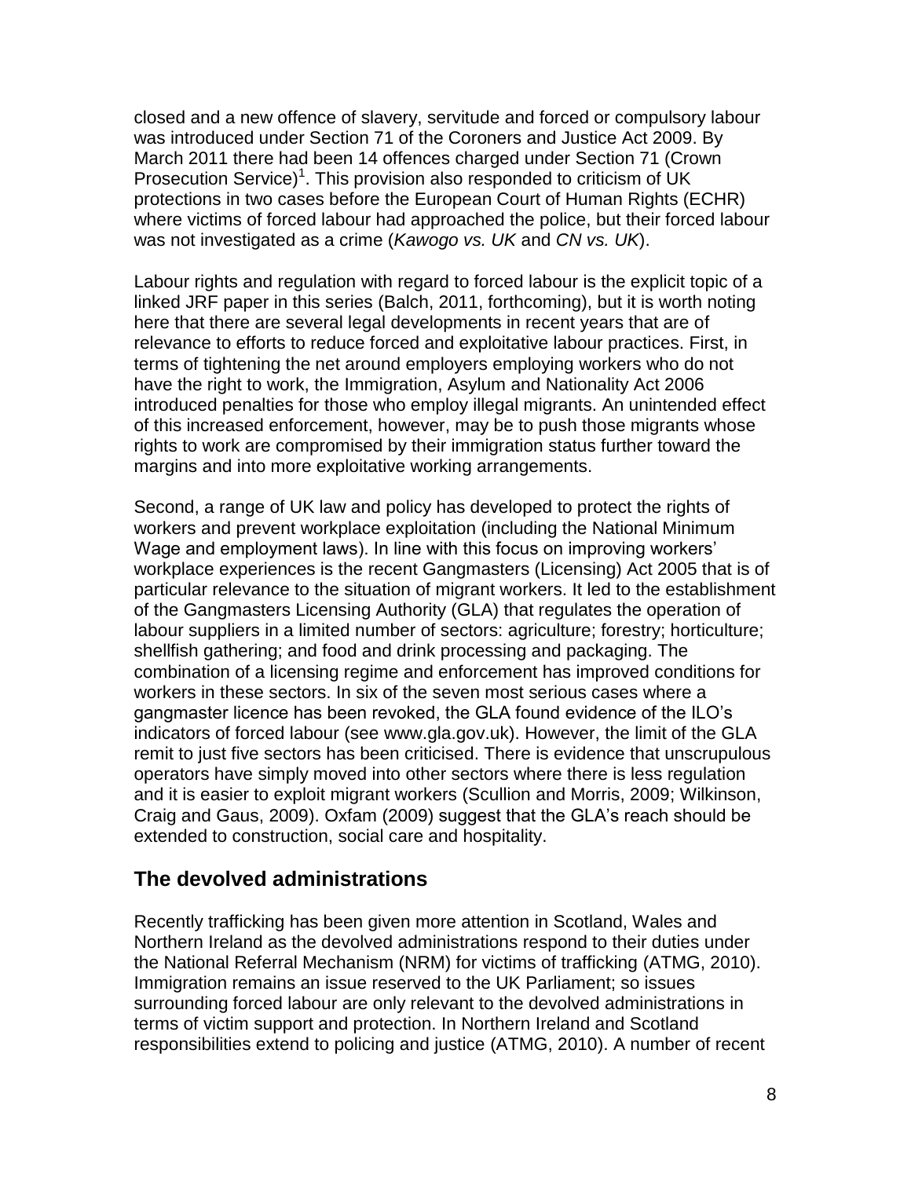closed and a new offence of slavery, servitude and forced or compulsory labour was introduced under Section 71 of the Coroners and Justice Act 2009. By March 2011 there had been 14 offences charged under Section 71 (Crown Prosecution Service)[1]. This provision also responded to criticism of UK protections in two cases before the European Court of Human Rights (ECHR) where victims of forced labour had approached the police, but their forced labour was not investigated as a crime (*Kawogo vs. UK* and *CN vs. UK*).

Labour rights and regulation with regard to forced labour is the explicit topic of a linked JRF paper in this series (Balch, 2011, forthcoming), but it is worth noting here that there are several legal developments in recent years that are of relevance to efforts to reduce forced and exploitative labour practices. First, in terms of tightening the net around employers employing workers who do not have the right to work, the Immigration, Asylum and Nationality Act 2006 introduced penalties for those who employ illegal migrants. An unintended effect of this increased enforcement, however, may be to push those migrants whose rights to work are compromised by their immigration status further toward the margins and into more exploitative working arrangements.

Second, a range of UK law and policy has developed to protect the rights of workers and prevent workplace exploitation (including the National Minimum Wage and employment laws). In line with this focus on improving workers' workplace experiences is the recent Gangmasters (Licensing) Act 2005 that is of particular relevance to the situation of migrant workers. It led to the establishment of the Gangmasters Licensing Authority (GLA) that regulates the operation of labour suppliers in a limited number of sectors: agriculture; forestry; horticulture; shellfish gathering; and food and drink processing and packaging. The combination of a licensing regime and enforcement has improved conditions for workers in these sectors. In six of the seven most serious cases where a gangmaster licence has been revoked, the GLA found evidence of the ILO's indicators of forced labour (see www.gla.gov.uk). However, the limit of the GLA remit to just five sectors has been criticised. There is evidence that unscrupulous operators have simply moved into other sectors where there is less regulation and it is easier to exploit migrant workers (Scullion and Morris, 2009; Wilkinson, Craig and Gaus, 2009). Oxfam (2009) suggest that the GLA's reach should be extended to construction, social care and hospitality.

## The devolved administrations

Recently trafficking has been given more attention in Scotland, Wales and Northern Ireland as the devolved administrations respond to their duties under the National Referral Mechanism (NRM) for victims of trafficking (ATMG, 2010). Immigration remains an issue reserved to the UK Parliament; so issues surrounding forced labour are only relevant to the devolved administrations in terms of victim support and protection. In Northern Ireland and Scotland responsibilities extend to policing and justice (ATMG, 2010). A number of recent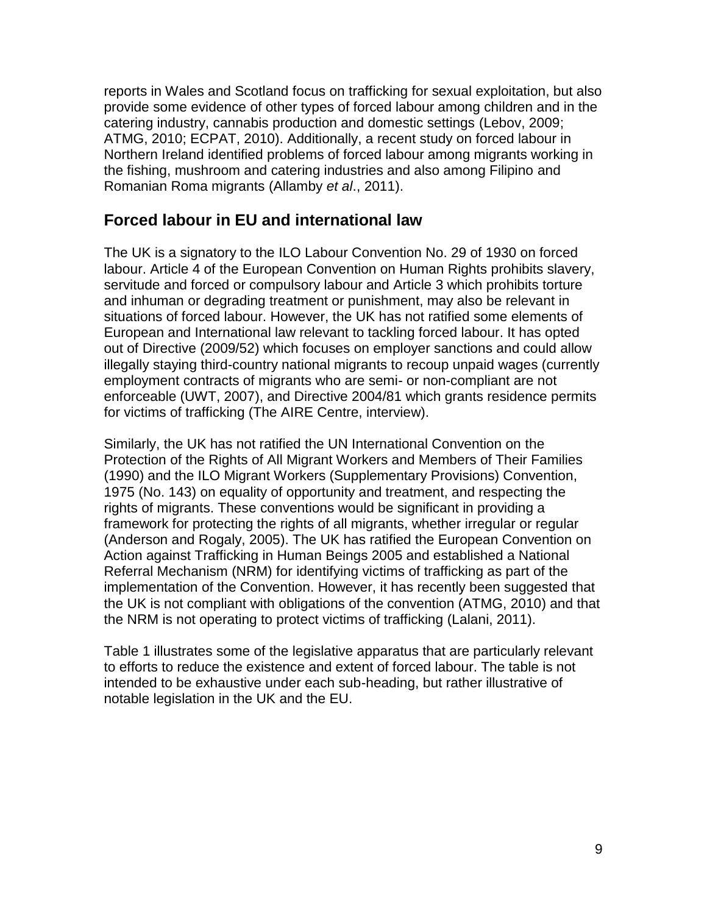reports in Wales and Scotland focus on trafficking for sexual exploitation, but also provide some evidence of other types of forced labour among children and in the catering industry, cannabis production and domestic settings (Lebov, 2009; ATMG, 2010; ECPAT, 2010). Additionally, a recent study on forced labour in Northern Ireland identified problems of forced labour among migrants working in the fishing, mushroom and catering industries and also among Filipino and Romanian Roma migrants (Allamby *et al*., 2011).

## Forced labour in EU and international law

The UK is a signatory to the ILO Labour Convention No. 29 of 1930 on forced labour. Article 4 of the European Convention on Human Rights prohibits slavery, servitude and forced or compulsory labour and Article 3 which prohibits torture and inhuman or degrading treatment or punishment, may also be relevant in situations of forced labour. However, the UK has not ratified some elements of European and International law relevant to tackling forced labour. It has opted out of Directive (2009/52) which focuses on employer sanctions and could allow illegally staying third-country national migrants to recoup unpaid wages (currently employment contracts of migrants who are semi- or non-compliant are not enforceable (UWT, 2007), and Directive 2004/81 which grants residence permits for victims of trafficking (The AIRE Centre, interview).

Similarly, the UK has not ratified the UN International Convention on the Protection of the Rights of All Migrant Workers and Members of Their Families (1990) and the ILO Migrant Workers (Supplementary Provisions) Convention, 1975 (No. 143) on equality of opportunity and treatment, and respecting the rights of migrants. These conventions would be significant in providing a framework for protecting the rights of all migrants, whether irregular or regular (Anderson and Rogaly, 2005). The UK has ratified the European Convention on Action against Trafficking in Human Beings 2005 and established a National Referral Mechanism (NRM) for identifying victims of trafficking as part of the implementation of the Convention. However, it has recently been suggested that the UK is not compliant with obligations of the convention (ATMG, 2010) and that the NRM is not operating to protect victims of trafficking (Lalani, 2011).

Table 1 illustrates some of the legislative apparatus that are particularly relevant to efforts to reduce the existence and extent of forced labour. The table is not intended to be exhaustive under each sub-heading, but rather illustrative of notable legislation in the UK and the EU.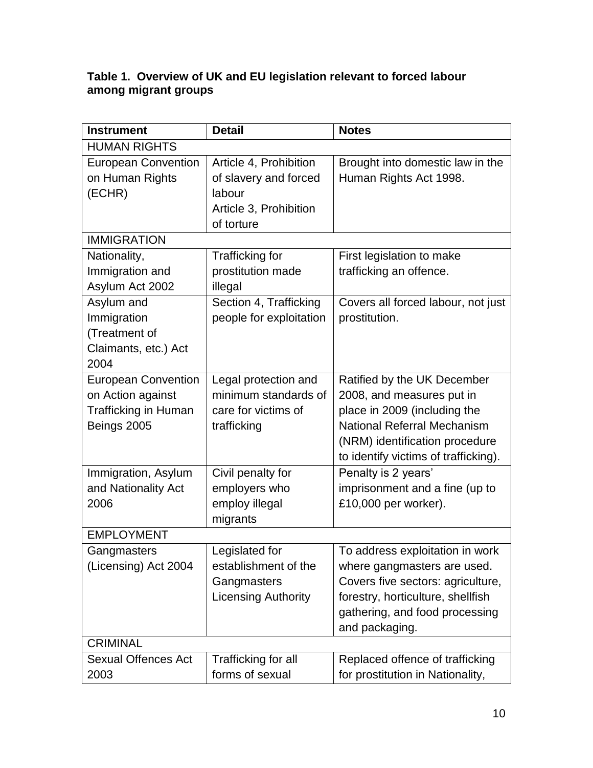**Table 1. Overview of UK and EU legislation relevant to forced labour among migrant groups**

| Instrument | Detail | Notes |
|---|---|---|
| HUMAN RIGHTS | | |
| European Convention on Human Rights (ECHR) | Article 4, Prohibition of slavery and forced labour<br>Article 3, Prohibition of torture | Brought into domestic law in the Human Rights Act 1998. |
| IMMIGRATION | | |
| Nationality, Immigration and Asylum Act 2002 | Trafficking for prostitution made illegal | First legislation to make trafficking an offence. |
| Asylum and Immigration (Treatment of Claimants, etc.) Act 2004 | Section 4, Trafficking people for exploitation | Covers all forced labour, not just prostitution. |
| European Convention on Action against Trafficking in Human Beings 2005 | Legal protection and minimum standards of care for victims of trafficking | Ratified by the UK December 2008, and measures put in place in 2009 (including the National Referral Mechanism (NRM) identification procedure to identify victims of trafficking). |
| Immigration, Asylum and Nationality Act 2006 | Civil penalty for employers who employ illegal migrants | Penalty is 2 years' imprisonment and a fine (up to £10,000 per worker). |
| EMPLOYMENT | | |
| Gangmasters (Licensing) Act 2004 | Legislated for establishment of the Gangmasters Licensing Authority | To address exploitation in work where gangmasters are used. Covers five sectors: agriculture, forestry, horticulture, shellfish gathering, and food processing and packaging. |
| CRIMINAL | | |
| Sexual Offences Act 2003 | Trafficking for all forms of sexual | Replaced offence of trafficking for prostitution in Nationality, |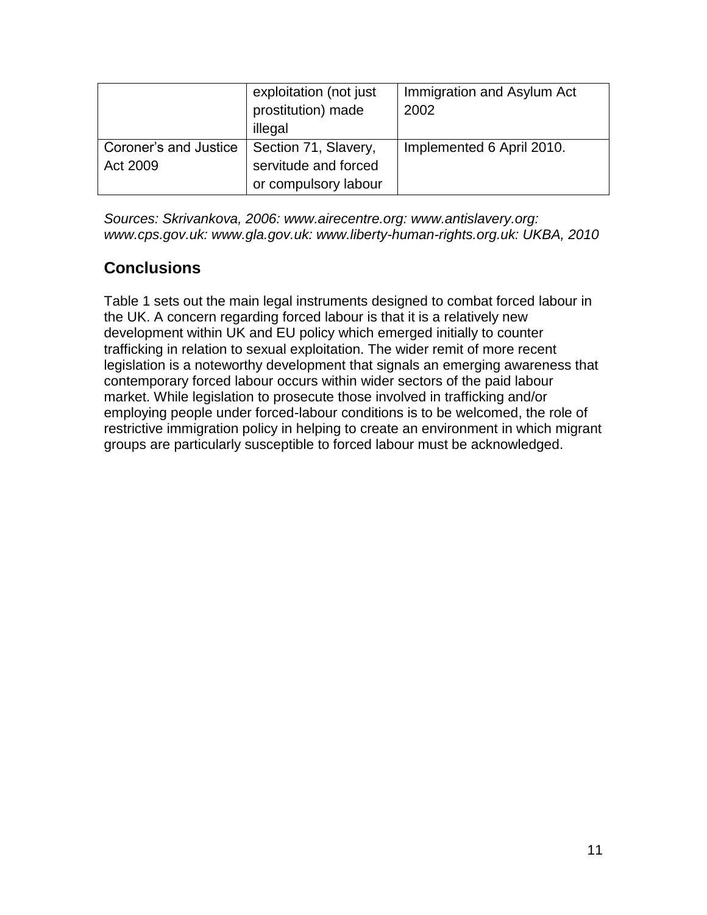| | | |
|---|---|---|
| | exploitation (not just prostitution) made illegal | Immigration and Asylum Act 2002 |
| Coroner's and Justice Act 2009 | Section 71, Slavery, servitude and forced or compulsory labour | Implemented 6 April 2010. |

*Sources: Skrivankova, 2006: www.airecentre.org: www.antislavery.org: www.cps.gov.uk: www.gla.gov.uk: www.liberty-human-rights.org.uk: UKBA, 2010*

## Conclusions

Table 1 sets out the main legal instruments designed to combat forced labour in the UK. A concern regarding forced labour is that it is a relatively new development within UK and EU policy which emerged initially to counter trafficking in relation to sexual exploitation. The wider remit of more recent legislation is a noteworthy development that signals an emerging awareness that contemporary forced labour occurs within wider sectors of the paid labour market. While legislation to prosecute those involved in trafficking and/or employing people under forced-labour conditions is to be welcomed, the role of restrictive immigration policy in helping to create an environment in which migrant groups are particularly susceptible to forced labour must be acknowledged.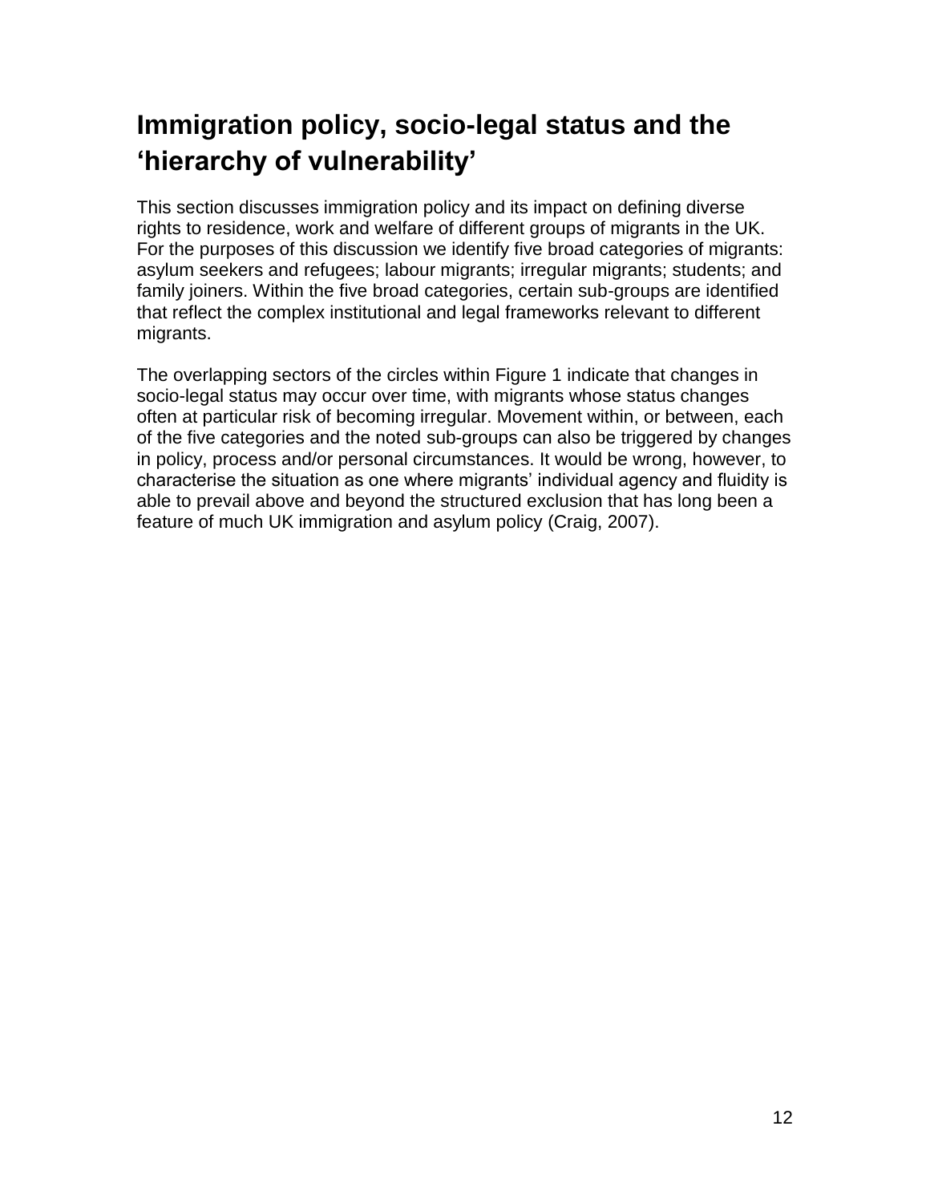## Immigration policy, socio-legal status and the 'hierarchy of vulnerability'

This section discusses immigration policy and its impact on defining diverse rights to residence, work and welfare of different groups of migrants in the UK. For the purposes of this discussion we identify five broad categories of migrants: asylum seekers and refugees; labour migrants; irregular migrants; students; and family joiners. Within the five broad categories, certain sub-groups are identified that reflect the complex institutional and legal frameworks relevant to different migrants.

The overlapping sectors of the circles within Figure 1 indicate that changes in socio-legal status may occur over time, with migrants whose status changes often at particular risk of becoming irregular. Movement within, or between, each of the five categories and the noted sub-groups can also be triggered by changes in policy, process and/or personal circumstances. It would be wrong, however, to characterise the situation as one where migrants' individual agency and fluidity is able to prevail above and beyond the structured exclusion that has long been a feature of much UK immigration and asylum policy (Craig, 2007).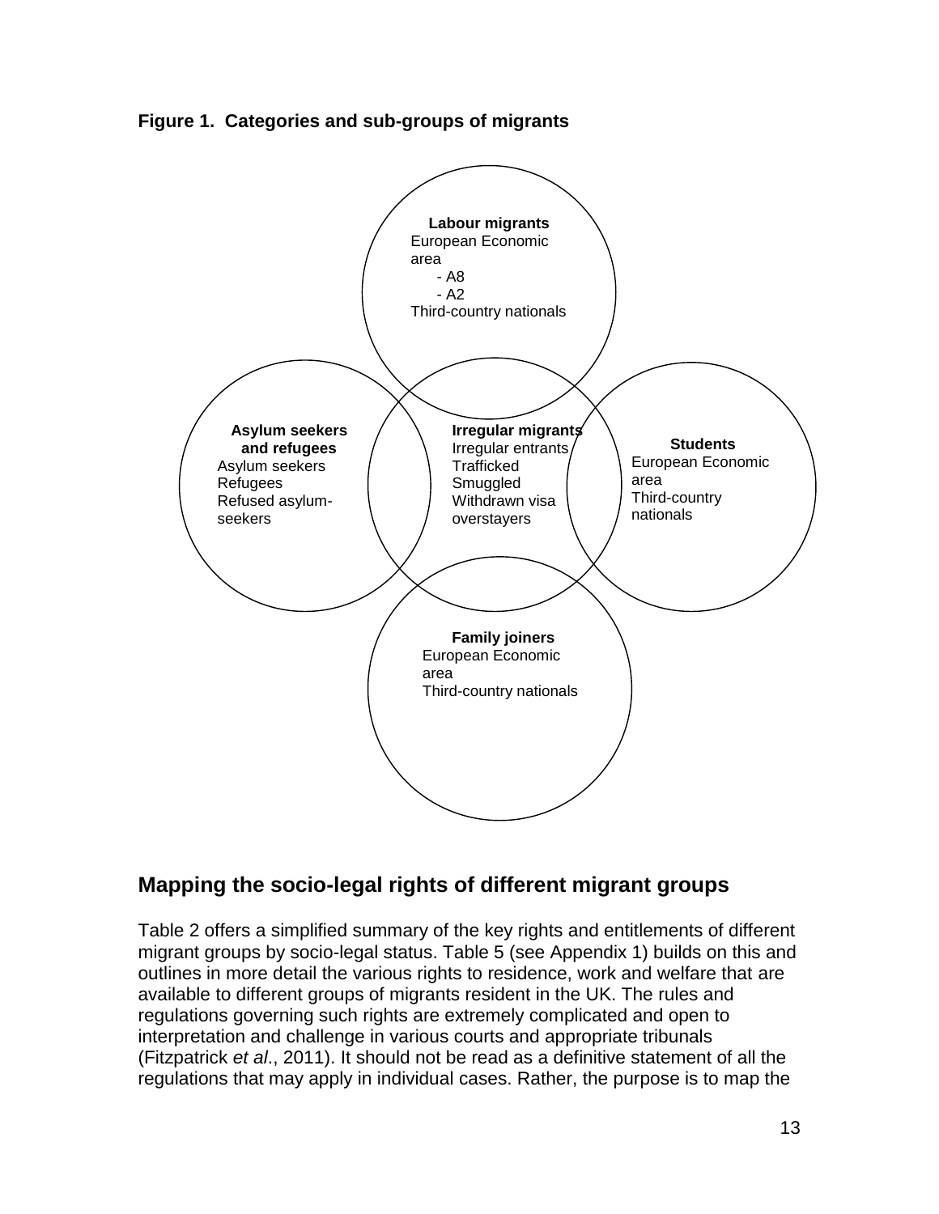**Figure 1. Categories and sub-groups of migrants**

**Labour migrants**
European Economic area
- A8
- A2

Third-country nationals

**Asylum seekers and refugees**
Asylum seekers
Refugees
Refused asylum-seekers

**Irregular migrants**
Irregular entrants
Trafficked
Smuggled
Withdrawn visa overstayers

**Students**
European Economic area
Third-country nationals

**Family joiners**
European Economic area
Third-country nationals

## Mapping the socio-legal rights of different migrant groups

Table 2 offers a simplified summary of the key rights and entitlements of different migrant groups by socio-legal status. Table 5 (see Appendix 1) builds on this and outlines in more detail the various rights to residence, work and welfare that are available to different groups of migrants resident in the UK. The rules and regulations governing such rights are extremely complicated and open to interpretation and challenge in various courts and appropriate tribunals (Fitzpatrick *et al*., 2011). It should not be read as a definitive statement of all the regulations that may apply in individual cases. Rather, the purpose is to map the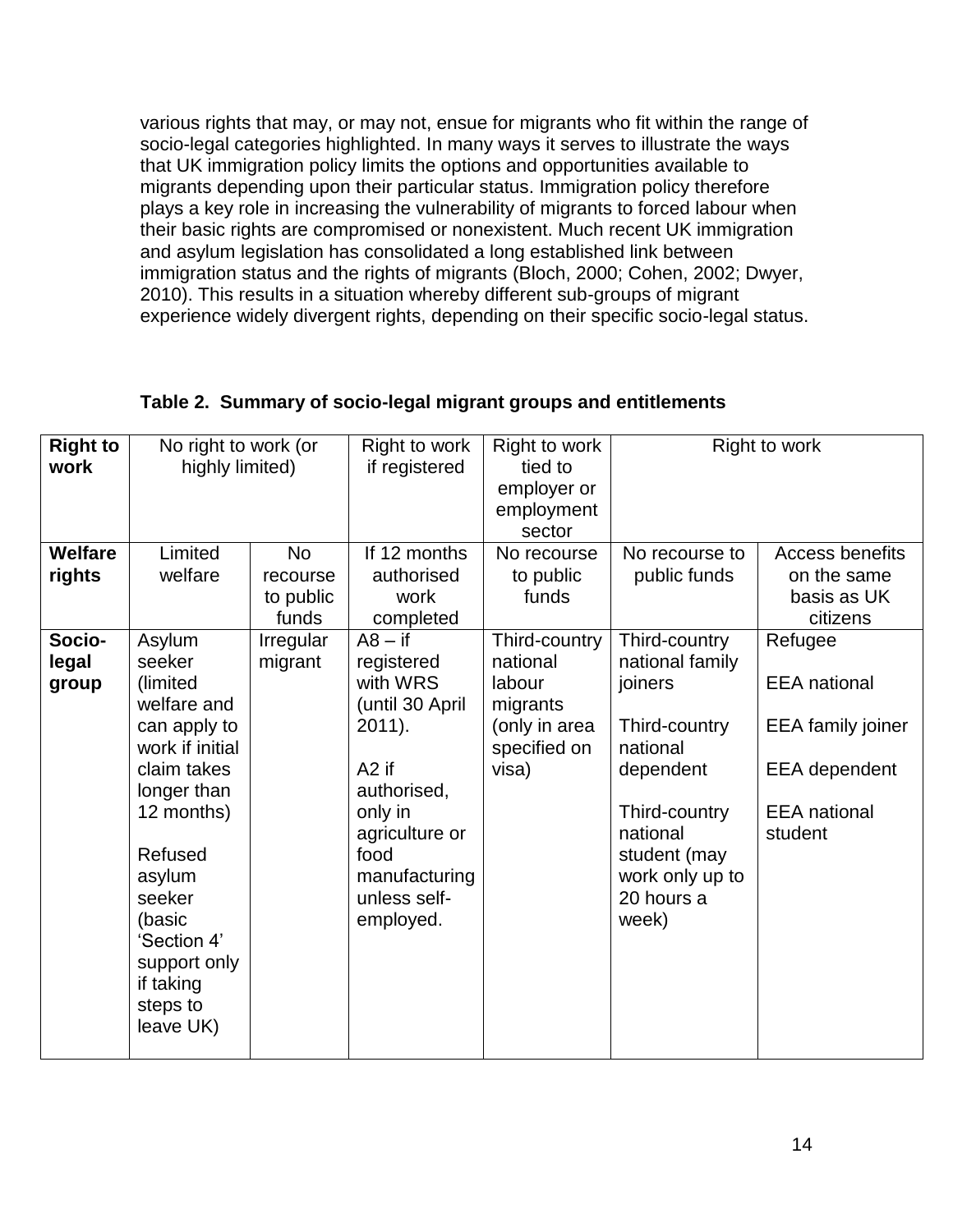various rights that may, or may not, ensue for migrants who fit within the range of socio-legal categories highlighted. In many ways it serves to illustrate the ways that UK immigration policy limits the options and opportunities available to migrants depending upon their particular status. Immigration policy therefore plays a key role in increasing the vulnerability of migrants to forced labour when their basic rights are compromised or nonexistent. Much recent UK immigration and asylum legislation has consolidated a long established link between immigration status and the rights of migrants (Bloch, 2000; Cohen, 2002; Dwyer, 2010). This results in a situation whereby different sub-groups of migrant experience widely divergent rights, depending on their specific socio-legal status.

**Table 2. Summary of socio-legal migrant groups and entitlements**

| **Right to work** | No right to work (or highly limited) | | Right to work if registered | Right to work tied to employer or employment sector | Right to work | |
|---|---|---|---|---|---|---|
| **Welfare rights** | Limited welfare | No recourse to public funds | If 12 months authorised work completed | No recourse to public funds | No recourse to public funds | Access benefits on the same basis as UK citizens |
| **Socio-legal group** | Asylum seeker (limited welfare and can apply to work if initial claim takes longer than 12 months)<br><br>Refused asylum seeker (basic 'Section 4' support only if taking steps to leave UK) | Irregular migrant | A8 – if registered with WRS (until 30 April 2011).<br><br>A2 if authorised, only in agriculture or food manufacturing unless self-employed. | Third-country national labour migrants (only in area specified on visa) | Third-country national family joiners<br><br>Third-country national dependent<br><br>Third-country national student (may work only up to 20 hours a week) | Refugee<br><br>EEA national<br><br>EEA family joiner<br><br>EEA dependent<br><br>EEA national student |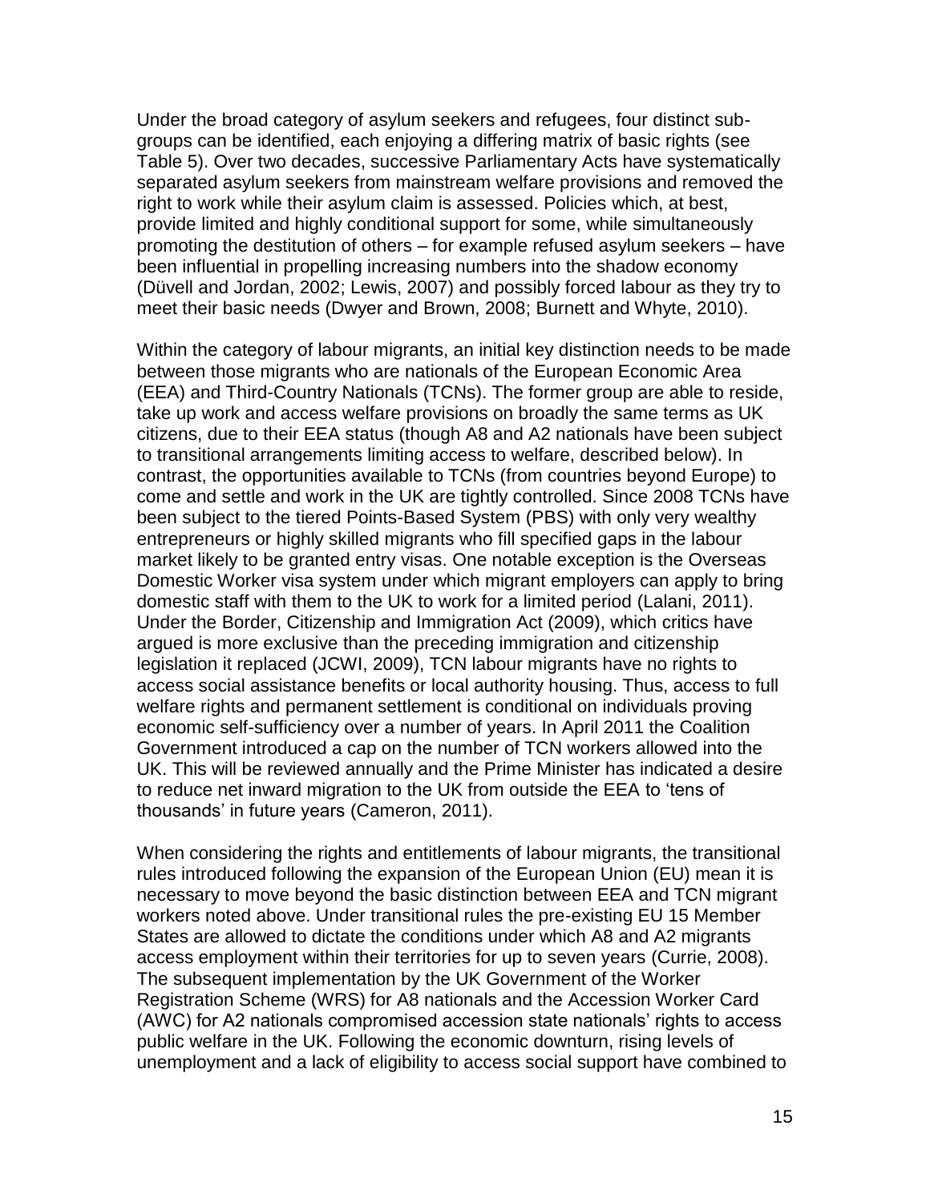Under the broad category of asylum seekers and refugees, four distinct sub-groups can be identified, each enjoying a differing matrix of basic rights (see Table 5). Over two decades, successive Parliamentary Acts have systematically separated asylum seekers from mainstream welfare provisions and removed the right to work while their asylum claim is assessed. Policies which, at best, provide limited and highly conditional support for some, while simultaneously promoting the destitution of others – for example refused asylum seekers – have been influential in propelling increasing numbers into the shadow economy (Düvell and Jordan, 2002; Lewis, 2007) and possibly forced labour as they try to meet their basic needs (Dwyer and Brown, 2008; Burnett and Whyte, 2010).

Within the category of labour migrants, an initial key distinction needs to be made between those migrants who are nationals of the European Economic Area (EEA) and Third-Country Nationals (TCNs). The former group are able to reside, take up work and access welfare provisions on broadly the same terms as UK citizens, due to their EEA status (though A8 and A2 nationals have been subject to transitional arrangements limiting access to welfare, described below). In contrast, the opportunities available to TCNs (from countries beyond Europe) to come and settle and work in the UK are tightly controlled. Since 2008 TCNs have been subject to the tiered Points-Based System (PBS) with only very wealthy entrepreneurs or highly skilled migrants who fill specified gaps in the labour market likely to be granted entry visas. One notable exception is the Overseas Domestic Worker visa system under which migrant employers can apply to bring domestic staff with them to the UK to work for a limited period (Lalani, 2011). Under the Border, Citizenship and Immigration Act (2009), which critics have argued is more exclusive than the preceding immigration and citizenship legislation it replaced (JCWI, 2009), TCN labour migrants have no rights to access social assistance benefits or local authority housing. Thus, access to full welfare rights and permanent settlement is conditional on individuals proving economic self-sufficiency over a number of years. In April 2011 the Coalition Government introduced a cap on the number of TCN workers allowed into the UK. This will be reviewed annually and the Prime Minister has indicated a desire to reduce net inward migration to the UK from outside the EEA to 'tens of thousands' in future years (Cameron, 2011).

When considering the rights and entitlements of labour migrants, the transitional rules introduced following the expansion of the European Union (EU) mean it is necessary to move beyond the basic distinction between EEA and TCN migrant workers noted above. Under transitional rules the pre-existing EU 15 Member States are allowed to dictate the conditions under which A8 and A2 migrants access employment within their territories for up to seven years (Currie, 2008). The subsequent implementation by the UK Government of the Worker Registration Scheme (WRS) for A8 nationals and the Accession Worker Card (AWC) for A2 nationals compromised accession state nationals' rights to access public welfare in the UK. Following the economic downturn, rising levels of unemployment and a lack of eligibility to access social support have combined to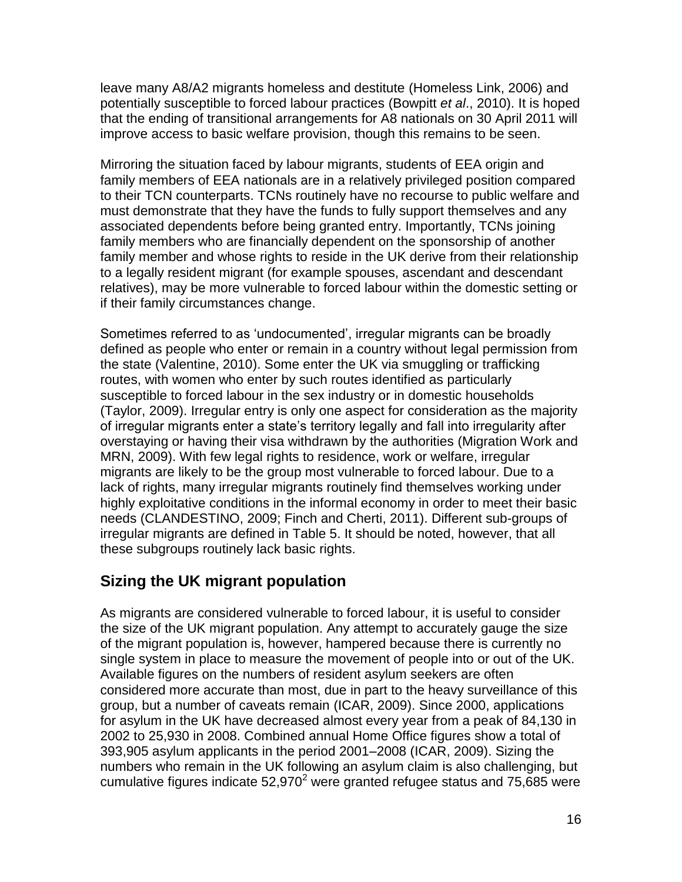leave many A8/A2 migrants homeless and destitute (Homeless Link, 2006) and potentially susceptible to forced labour practices (Bowpitt *et al*., 2010). It is hoped that the ending of transitional arrangements for A8 nationals on 30 April 2011 will improve access to basic welfare provision, though this remains to be seen.

Mirroring the situation faced by labour migrants, students of EEA origin and family members of EEA nationals are in a relatively privileged position compared to their TCN counterparts. TCNs routinely have no recourse to public welfare and must demonstrate that they have the funds to fully support themselves and any associated dependents before being granted entry. Importantly, TCNs joining family members who are financially dependent on the sponsorship of another family member and whose rights to reside in the UK derive from their relationship to a legally resident migrant (for example spouses, ascendant and descendant relatives), may be more vulnerable to forced labour within the domestic setting or if their family circumstances change.

Sometimes referred to as 'undocumented', irregular migrants can be broadly defined as people who enter or remain in a country without legal permission from the state (Valentine, 2010). Some enter the UK via smuggling or trafficking routes, with women who enter by such routes identified as particularly susceptible to forced labour in the sex industry or in domestic households (Taylor, 2009). Irregular entry is only one aspect for consideration as the majority of irregular migrants enter a state's territory legally and fall into irregularity after overstaying or having their visa withdrawn by the authorities (Migration Work and MRN, 2009). With few legal rights to residence, work or welfare, irregular migrants are likely to be the group most vulnerable to forced labour. Due to a lack of rights, many irregular migrants routinely find themselves working under highly exploitative conditions in the informal economy in order to meet their basic needs (CLANDESTINO, 2009; Finch and Cherti, 2011). Different sub-groups of irregular migrants are defined in Table 5. It should be noted, however, that all these subgroups routinely lack basic rights.

## Sizing the UK migrant population

As migrants are considered vulnerable to forced labour, it is useful to consider the size of the UK migrant population. Any attempt to accurately gauge the size of the migrant population is, however, hampered because there is currently no single system in place to measure the movement of people into or out of the UK. Available figures on the numbers of resident asylum seekers are often considered more accurate than most, due in part to the heavy surveillance of this group, but a number of caveats remain (ICAR, 2009). Since 2000, applications for asylum in the UK have decreased almost every year from a peak of 84,130 in 2002 to 25,930 in 2008. Combined annual Home Office figures show a total of 393,905 asylum applicants in the period 2001–2008 (ICAR, 2009). Sizing the numbers who remain in the UK following an asylum claim is also challenging, but cumulative figures indicate 52,970[2] were granted refugee status and 75,685 were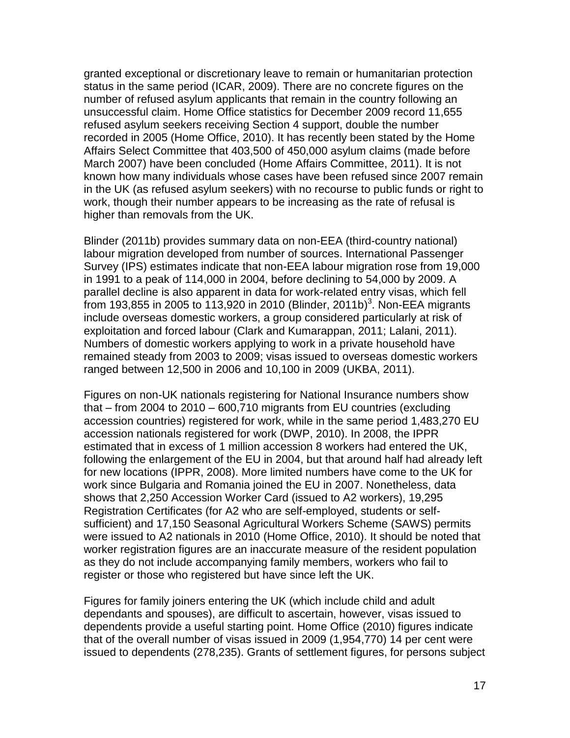granted exceptional or discretionary leave to remain or humanitarian protection status in the same period (ICAR, 2009). There are no concrete figures on the number of refused asylum applicants that remain in the country following an unsuccessful claim. Home Office statistics for December 2009 record 11,655 refused asylum seekers receiving Section 4 support, double the number recorded in 2005 (Home Office, 2010). It has recently been stated by the Home Affairs Select Committee that 403,500 of 450,000 asylum claims (made before March 2007) have been concluded (Home Affairs Committee, 2011). It is not known how many individuals whose cases have been refused since 2007 remain in the UK (as refused asylum seekers) with no recourse to public funds or right to work, though their number appears to be increasing as the rate of refusal is higher than removals from the UK.

Blinder (2011b) provides summary data on non-EEA (third-country national) labour migration developed from number of sources. International Passenger Survey (IPS) estimates indicate that non-EEA labour migration rose from 19,000 in 1991 to a peak of 114,000 in 2004, before declining to 54,000 by 2009. A parallel decline is also apparent in data for work-related entry visas, which fell from 193,855 in 2005 to 113,920 in 2010 (Blinder, 2011b)[3]. Non-EEA migrants include overseas domestic workers, a group considered particularly at risk of exploitation and forced labour (Clark and Kumarappan, 2011; Lalani, 2011). Numbers of domestic workers applying to work in a private household have remained steady from 2003 to 2009; visas issued to overseas domestic workers ranged between 12,500 in 2006 and 10,100 in 2009 (UKBA, 2011).

Figures on non-UK nationals registering for National Insurance numbers show that – from 2004 to 2010 – 600,710 migrants from EU countries (excluding accession countries) registered for work, while in the same period 1,483,270 EU accession nationals registered for work (DWP, 2010). In 2008, the IPPR estimated that in excess of 1 million accession 8 workers had entered the UK, following the enlargement of the EU in 2004, but that around half had already left for new locations (IPPR, 2008). More limited numbers have come to the UK for work since Bulgaria and Romania joined the EU in 2007. Nonetheless, data shows that 2,250 Accession Worker Card (issued to A2 workers), 19,295 Registration Certificates (for A2 who are self-employed, students or self-sufficient) and 17,150 Seasonal Agricultural Workers Scheme (SAWS) permits were issued to A2 nationals in 2010 (Home Office, 2010). It should be noted that worker registration figures are an inaccurate measure of the resident population as they do not include accompanying family members, workers who fail to register or those who registered but have since left the UK.

Figures for family joiners entering the UK (which include child and adult dependants and spouses), are difficult to ascertain, however, visas issued to dependents provide a useful starting point. Home Office (2010) figures indicate that of the overall number of visas issued in 2009 (1,954,770) 14 per cent were issued to dependents (278,235). Grants of settlement figures, for persons subject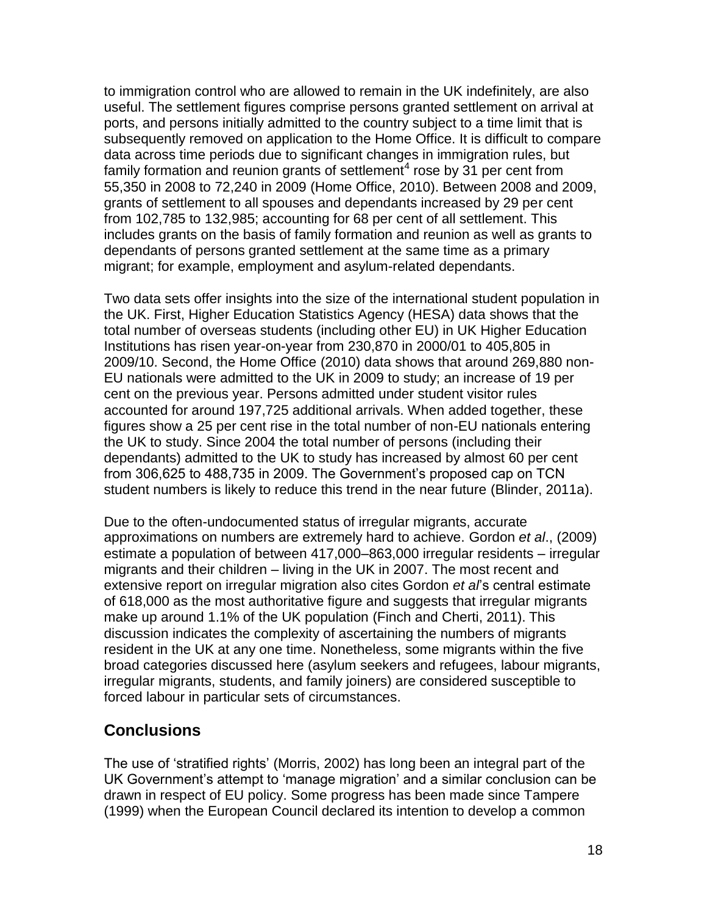to immigration control who are allowed to remain in the UK indefinitely, are also useful. The settlement figures comprise persons granted settlement on arrival at ports, and persons initially admitted to the country subject to a time limit that is subsequently removed on application to the Home Office. It is difficult to compare data across time periods due to significant changes in immigration rules, but family formation and reunion grants of settlement[4] rose by 31 per cent from 55,350 in 2008 to 72,240 in 2009 (Home Office, 2010). Between 2008 and 2009, grants of settlement to all spouses and dependants increased by 29 per cent from 102,785 to 132,985; accounting for 68 per cent of all settlement. This includes grants on the basis of family formation and reunion as well as grants to dependants of persons granted settlement at the same time as a primary migrant; for example, employment and asylum-related dependants.

Two data sets offer insights into the size of the international student population in the UK. First, Higher Education Statistics Agency (HESA) data shows that the total number of overseas students (including other EU) in UK Higher Education Institutions has risen year-on-year from 230,870 in 2000/01 to 405,805 in 2009/10. Second, the Home Office (2010) data shows that around 269,880 non-EU nationals were admitted to the UK in 2009 to study; an increase of 19 per cent on the previous year. Persons admitted under student visitor rules accounted for around 197,725 additional arrivals. When added together, these figures show a 25 per cent rise in the total number of non-EU nationals entering the UK to study. Since 2004 the total number of persons (including their dependants) admitted to the UK to study has increased by almost 60 per cent from 306,625 to 488,735 in 2009. The Government's proposed cap on TCN student numbers is likely to reduce this trend in the near future (Blinder, 2011a).

Due to the often-undocumented status of irregular migrants, accurate approximations on numbers are extremely hard to achieve. Gordon *et al*., (2009) estimate a population of between 417,000–863,000 irregular residents – irregular migrants and their children – living in the UK in 2007. The most recent and extensive report on irregular migration also cites Gordon *et al*'s central estimate of 618,000 as the most authoritative figure and suggests that irregular migrants make up around 1.1% of the UK population (Finch and Cherti, 2011). This discussion indicates the complexity of ascertaining the numbers of migrants resident in the UK at any one time. Nonetheless, some migrants within the five broad categories discussed here (asylum seekers and refugees, labour migrants, irregular migrants, students, and family joiners) are considered susceptible to forced labour in particular sets of circumstances.

## Conclusions

The use of 'stratified rights' (Morris, 2002) has long been an integral part of the UK Government's attempt to 'manage migration' and a similar conclusion can be drawn in respect of EU policy. Some progress has been made since Tampere (1999) when the European Council declared its intention to develop a common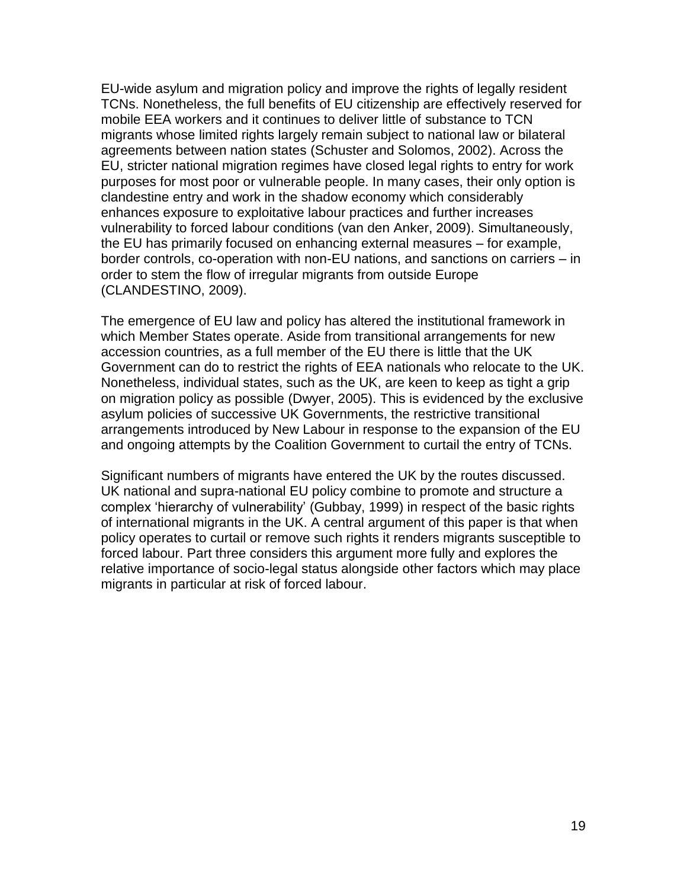EU-wide asylum and migration policy and improve the rights of legally resident TCNs. Nonetheless, the full benefits of EU citizenship are effectively reserved for mobile EEA workers and it continues to deliver little of substance to TCN migrants whose limited rights largely remain subject to national law or bilateral agreements between nation states (Schuster and Solomos, 2002). Across the EU, stricter national migration regimes have closed legal rights to entry for work purposes for most poor or vulnerable people. In many cases, their only option is clandestine entry and work in the shadow economy which considerably enhances exposure to exploitative labour practices and further increases vulnerability to forced labour conditions (van den Anker, 2009). Simultaneously, the EU has primarily focused on enhancing external measures – for example, border controls, co-operation with non-EU nations, and sanctions on carriers – in order to stem the flow of irregular migrants from outside Europe (CLANDESTINO, 2009).

The emergence of EU law and policy has altered the institutional framework in which Member States operate. Aside from transitional arrangements for new accession countries, as a full member of the EU there is little that the UK Government can do to restrict the rights of EEA nationals who relocate to the UK. Nonetheless, individual states, such as the UK, are keen to keep as tight a grip on migration policy as possible (Dwyer, 2005). This is evidenced by the exclusive asylum policies of successive UK Governments, the restrictive transitional arrangements introduced by New Labour in response to the expansion of the EU and ongoing attempts by the Coalition Government to curtail the entry of TCNs.

Significant numbers of migrants have entered the UK by the routes discussed. UK national and supra-national EU policy combine to promote and structure a complex 'hierarchy of vulnerability' (Gubbay, 1999) in respect of the basic rights of international migrants in the UK. A central argument of this paper is that when policy operates to curtail or remove such rights it renders migrants susceptible to forced labour. Part three considers this argument more fully and explores the relative importance of socio-legal status alongside other factors which may place migrants in particular at risk of forced labour.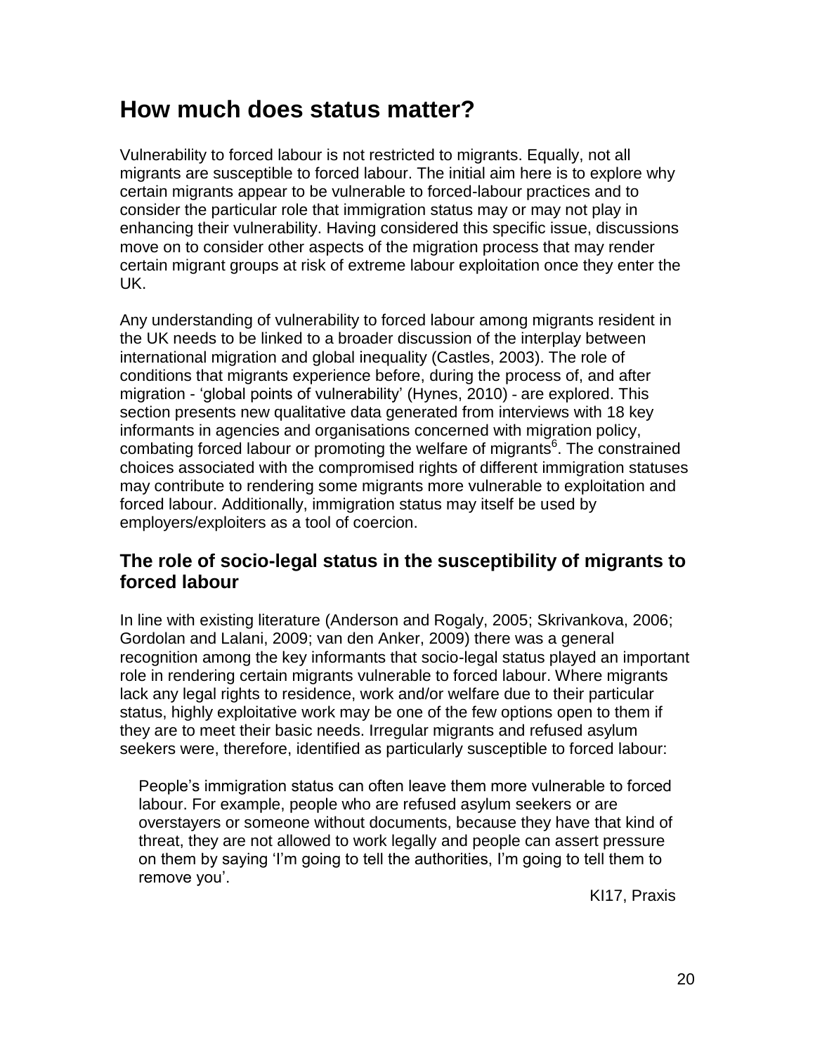# How much does status matter?

Vulnerability to forced labour is not restricted to migrants. Equally, not all migrants are susceptible to forced labour. The initial aim here is to explore why certain migrants appear to be vulnerable to forced-labour practices and to consider the particular role that immigration status may or may not play in enhancing their vulnerability. Having considered this specific issue, discussions move on to consider other aspects of the migration process that may render certain migrant groups at risk of extreme labour exploitation once they enter the UK.

Any understanding of vulnerability to forced labour among migrants resident in the UK needs to be linked to a broader discussion of the interplay between international migration and global inequality (Castles, 2003). The role of conditions that migrants experience before, during the process of, and after migration - 'global points of vulnerability' (Hynes, 2010) - are explored. This section presents new qualitative data generated from interviews with 18 key informants in agencies and organisations concerned with migration policy, combating forced labour or promoting the welfare of migrants[6]. The constrained choices associated with the compromised rights of different immigration statuses may contribute to rendering some migrants more vulnerable to exploitation and forced labour. Additionally, immigration status may itself be used by employers/exploiters as a tool of coercion.

## The role of socio-legal status in the susceptibility of migrants to forced labour

In line with existing literature (Anderson and Rogaly, 2005; Skrivankova, 2006; Gordolan and Lalani, 2009; van den Anker, 2009) there was a general recognition among the key informants that socio-legal status played an important role in rendering certain migrants vulnerable to forced labour. Where migrants lack any legal rights to residence, work and/or welfare due to their particular status, highly exploitative work may be one of the few options open to them if they are to meet their basic needs. Irregular migrants and refused asylum seekers were, therefore, identified as particularly susceptible to forced labour:

> People's immigration status can often leave them more vulnerable to forced labour. For example, people who are refused asylum seekers or are overstayers or someone without documents, because they have that kind of threat, they are not allowed to work legally and people can assert pressure on them by saying 'I'm going to tell the authorities, I'm going to tell them to remove you'.
>
> KI17, Praxis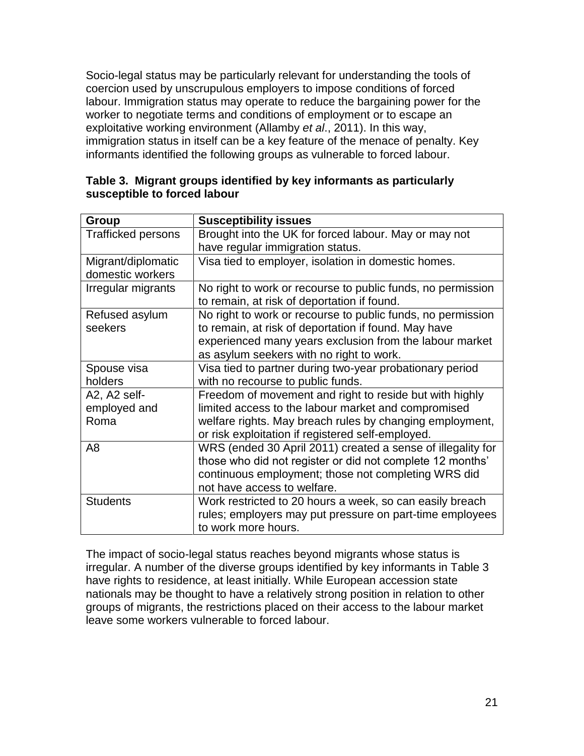Socio-legal status may be particularly relevant for understanding the tools of coercion used by unscrupulous employers to impose conditions of forced labour. Immigration status may operate to reduce the bargaining power for the worker to negotiate terms and conditions of employment or to escape an exploitative working environment (Allamby *et al*., 2011). In this way, immigration status in itself can be a key feature of the menace of penalty. Key informants identified the following groups as vulnerable to forced labour.

**Table 3. Migrant groups identified by key informants as particularly susceptible to forced labour**

| Group | Susceptibility issues |
|---|---|
| Trafficked persons | Brought into the UK for forced labour. May or may not have regular immigration status. |
| Migrant/diplomatic domestic workers | Visa tied to employer, isolation in domestic homes. |
| Irregular migrants | No right to work or recourse to public funds, no permission to remain, at risk of deportation if found. |
| Refused asylum seekers | No right to work or recourse to public funds, no permission to remain, at risk of deportation if found. May have experienced many years exclusion from the labour market as asylum seekers with no right to work. |
| Spouse visa holders | Visa tied to partner during two-year probationary period with no recourse to public funds. |
| A2, A2 self-employed and Roma | Freedom of movement and right to reside but with highly limited access to the labour market and compromised welfare rights. May breach rules by changing employment, or risk exploitation if registered self-employed. |
| A8 | WRS (ended 30 April 2011) created a sense of illegality for those who did not register or did not complete 12 months' continuous employment; those not completing WRS did not have access to welfare. |
| Students | Work restricted to 20 hours a week, so can easily breach rules; employers may put pressure on part-time employees to work more hours. |

The impact of socio-legal status reaches beyond migrants whose status is irregular. A number of the diverse groups identified by key informants in Table 3 have rights to residence, at least initially. While European accession state nationals may be thought to have a relatively strong position in relation to other groups of migrants, the restrictions placed on their access to the labour market leave some workers vulnerable to forced labour.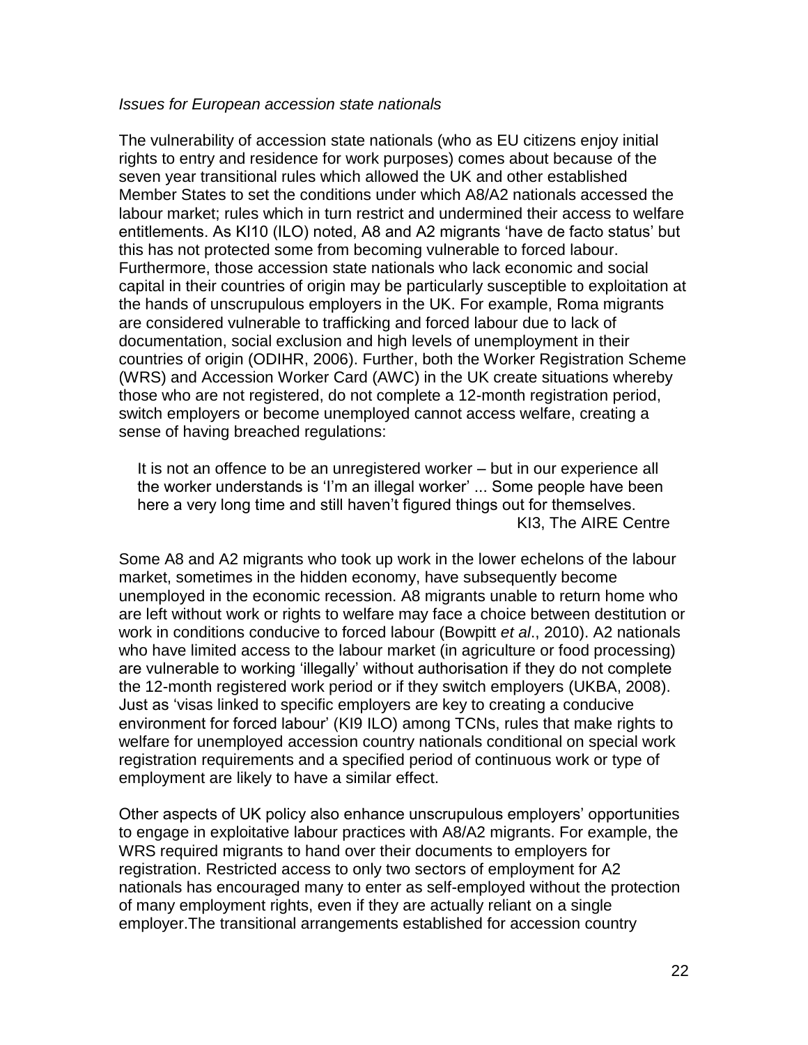*Issues for European accession state nationals*

The vulnerability of accession state nationals (who as EU citizens enjoy initial rights to entry and residence for work purposes) comes about because of the seven year transitional rules which allowed the UK and other established Member States to set the conditions under which A8/A2 nationals accessed the labour market; rules which in turn restrict and undermined their access to welfare entitlements. As KI10 (ILO) noted, A8 and A2 migrants 'have de facto status' but this has not protected some from becoming vulnerable to forced labour. Furthermore, those accession state nationals who lack economic and social capital in their countries of origin may be particularly susceptible to exploitation at the hands of unscrupulous employers in the UK. For example, Roma migrants are considered vulnerable to trafficking and forced labour due to lack of documentation, social exclusion and high levels of unemployment in their countries of origin (ODIHR, 2006). Further, both the Worker Registration Scheme (WRS) and Accession Worker Card (AWC) in the UK create situations whereby those who are not registered, do not complete a 12-month registration period, switch employers or become unemployed cannot access welfare, creating a sense of having breached regulations:

> It is not an offence to be an unregistered worker – but in our experience all the worker understands is 'I'm an illegal worker' ... Some people have been here a very long time and still haven't figured things out for themselves.
>
> KI3, The AIRE Centre

Some A8 and A2 migrants who took up work in the lower echelons of the labour market, sometimes in the hidden economy, have subsequently become unemployed in the economic recession. A8 migrants unable to return home who are left without work or rights to welfare may face a choice between destitution or work in conditions conducive to forced labour (Bowpitt *et al*., 2010). A2 nationals who have limited access to the labour market (in agriculture or food processing) are vulnerable to working 'illegally' without authorisation if they do not complete the 12-month registered work period or if they switch employers (UKBA, 2008). Just as 'visas linked to specific employers are key to creating a conducive environment for forced labour' (KI9 ILO) among TCNs, rules that make rights to welfare for unemployed accession country nationals conditional on special work registration requirements and a specified period of continuous work or type of employment are likely to have a similar effect.

Other aspects of UK policy also enhance unscrupulous employers' opportunities to engage in exploitative labour practices with A8/A2 migrants. For example, the WRS required migrants to hand over their documents to employers for registration. Restricted access to only two sectors of employment for A2 nationals has encouraged many to enter as self-employed without the protection of many employment rights, even if they are actually reliant on a single employer.The transitional arrangements established for accession country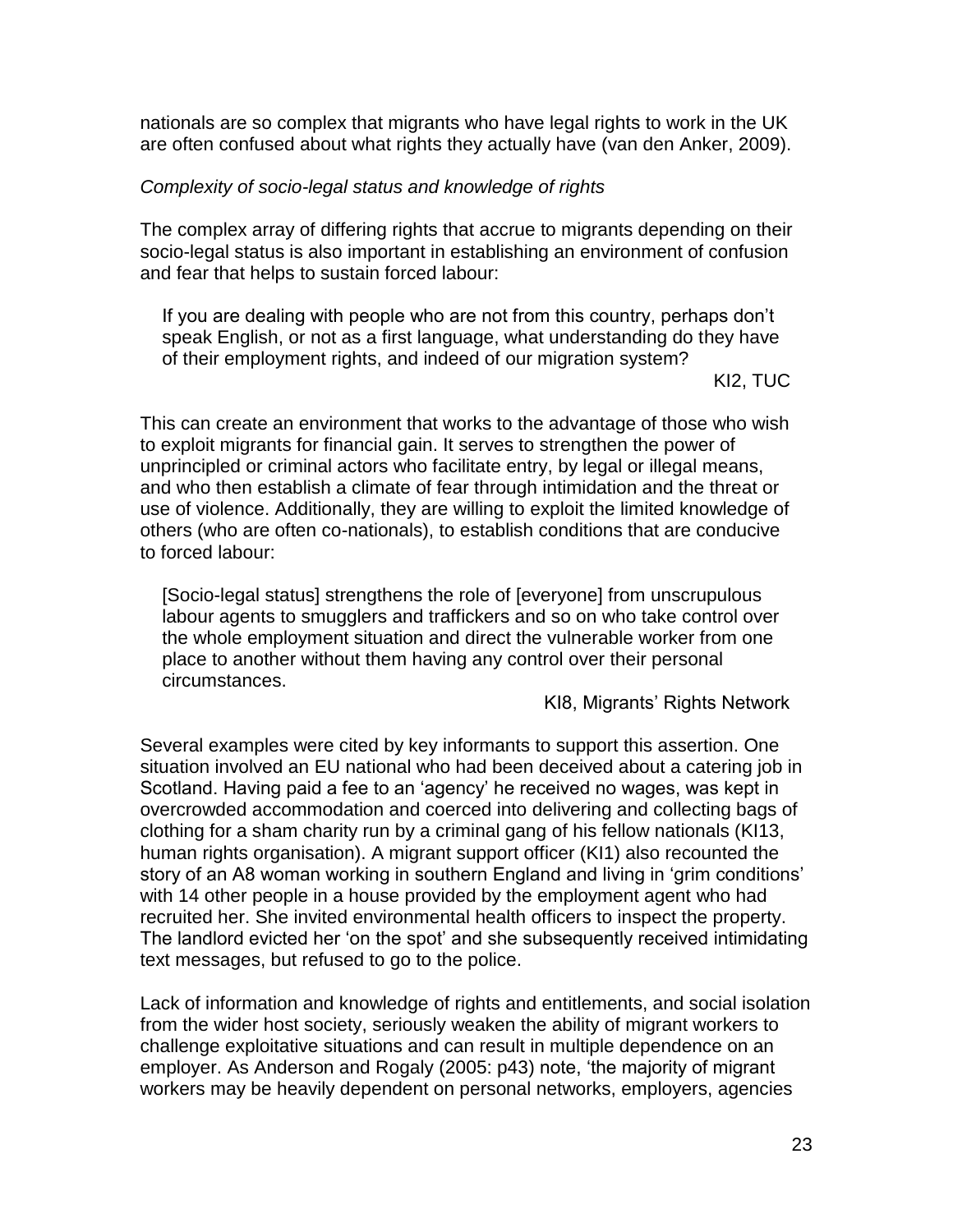nationals are so complex that migrants who have legal rights to work in the UK are often confused about what rights they actually have (van den Anker, 2009).

*Complexity of socio-legal status and knowledge of rights*

The complex array of differing rights that accrue to migrants depending on their socio-legal status is also important in establishing an environment of confusion and fear that helps to sustain forced labour:

> If you are dealing with people who are not from this country, perhaps don't speak English, or not as a first language, what understanding do they have of their employment rights, and indeed of our migration system?
>
> KI2, TUC

This can create an environment that works to the advantage of those who wish to exploit migrants for financial gain. It serves to strengthen the power of unprincipled or criminal actors who facilitate entry, by legal or illegal means, and who then establish a climate of fear through intimidation and the threat or use of violence. Additionally, they are willing to exploit the limited knowledge of others (who are often co-nationals), to establish conditions that are conducive to forced labour:

> [Socio-legal status] strengthens the role of [everyone] from unscrupulous labour agents to smugglers and traffickers and so on who take control over the whole employment situation and direct the vulnerable worker from one place to another without them having any control over their personal circumstances.
>
> KI8, Migrants' Rights Network

Several examples were cited by key informants to support this assertion. One situation involved an EU national who had been deceived about a catering job in Scotland. Having paid a fee to an 'agency' he received no wages, was kept in overcrowded accommodation and coerced into delivering and collecting bags of clothing for a sham charity run by a criminal gang of his fellow nationals (KI13, human rights organisation). A migrant support officer (KI1) also recounted the story of an A8 woman working in southern England and living in 'grim conditions' with 14 other people in a house provided by the employment agent who had recruited her. She invited environmental health officers to inspect the property. The landlord evicted her 'on the spot' and she subsequently received intimidating text messages, but refused to go to the police.

Lack of information and knowledge of rights and entitlements, and social isolation from the wider host society, seriously weaken the ability of migrant workers to challenge exploitative situations and can result in multiple dependence on an employer. As Anderson and Rogaly (2005: p43) note, 'the majority of migrant workers may be heavily dependent on personal networks, employers, agencies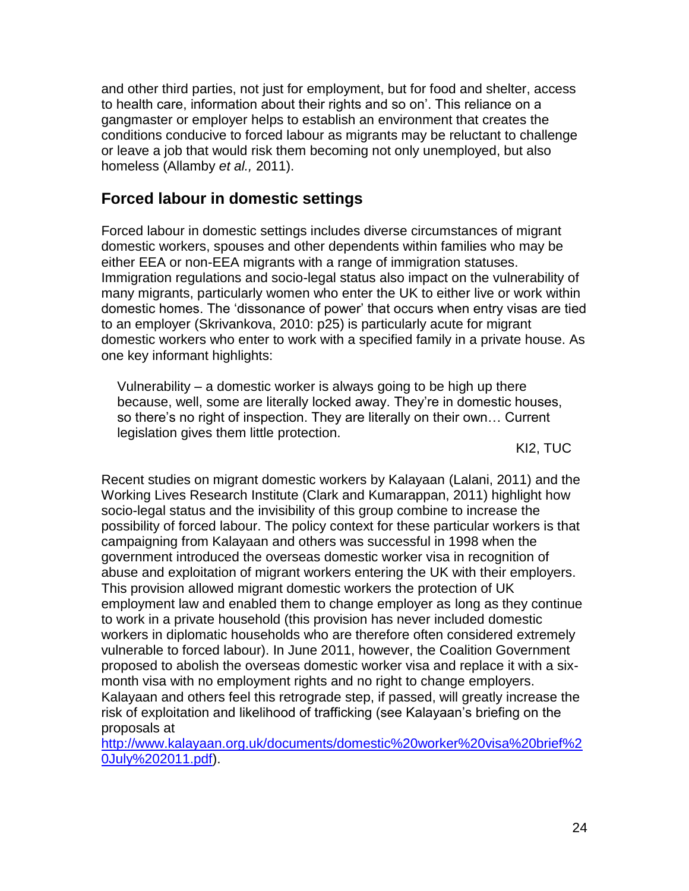and other third parties, not just for employment, but for food and shelter, access to health care, information about their rights and so on'. This reliance on a gangmaster or employer helps to establish an environment that creates the conditions conducive to forced labour as migrants may be reluctant to challenge or leave a job that would risk them becoming not only unemployed, but also homeless (Allamby *et al.,* 2011).

## Forced labour in domestic settings

Forced labour in domestic settings includes diverse circumstances of migrant domestic workers, spouses and other dependents within families who may be either EEA or non-EEA migrants with a range of immigration statuses. Immigration regulations and socio-legal status also impact on the vulnerability of many migrants, particularly women who enter the UK to either live or work within domestic homes. The 'dissonance of power' that occurs when entry visas are tied to an employer (Skrivankova, 2010: p25) is particularly acute for migrant domestic workers who enter to work with a specified family in a private house. As one key informant highlights:

> Vulnerability – a domestic worker is always going to be high up there because, well, some are literally locked away. They're in domestic houses, so there's no right of inspection. They are literally on their own… Current legislation gives them little protection.
>
> KI2, TUC

Recent studies on migrant domestic workers by Kalayaan (Lalani, 2011) and the Working Lives Research Institute (Clark and Kumarappan, 2011) highlight how socio-legal status and the invisibility of this group combine to increase the possibility of forced labour. The policy context for these particular workers is that campaigning from Kalayaan and others was successful in 1998 when the government introduced the overseas domestic worker visa in recognition of abuse and exploitation of migrant workers entering the UK with their employers. This provision allowed migrant domestic workers the protection of UK employment law and enabled them to change employer as long as they continue to work in a private household (this provision has never included domestic workers in diplomatic households who are therefore often considered extremely vulnerable to forced labour). In June 2011, however, the Coalition Government proposed to abolish the overseas domestic worker visa and replace it with a six-month visa with no employment rights and no right to change employers. Kalayaan and others feel this retrograde step, if passed, will greatly increase the risk of exploitation and likelihood of trafficking (see Kalayaan's briefing on the proposals at http://www.kalayaan.org.uk/documents/domestic%20worker%20visa%20brief%20July%202011.pdf).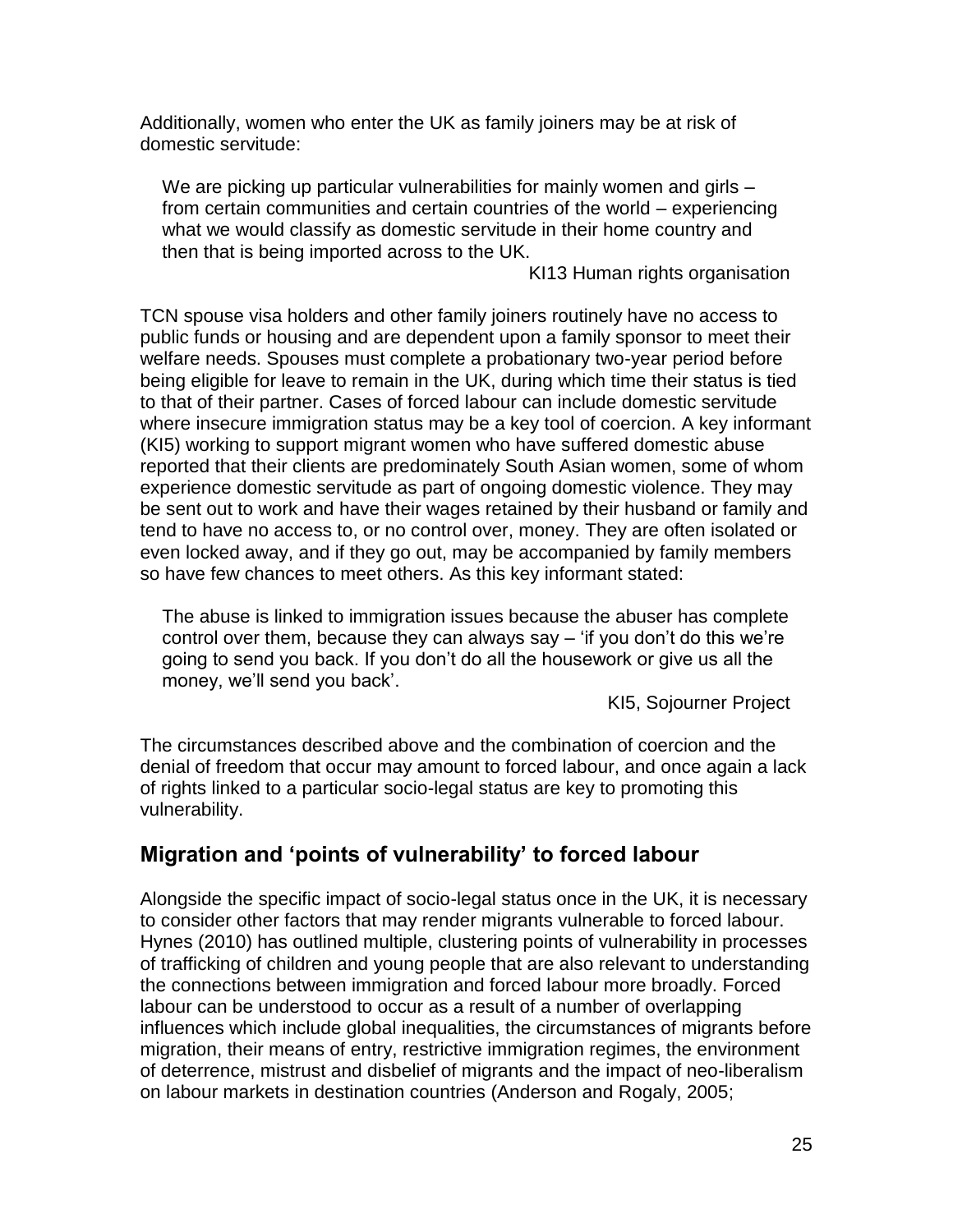Additionally, women who enter the UK as family joiners may be at risk of domestic servitude:

> We are picking up particular vulnerabilities for mainly women and girls – from certain communities and certain countries of the world – experiencing what we would classify as domestic servitude in their home country and then that is being imported across to the UK.
>
> KI13 Human rights organisation

TCN spouse visa holders and other family joiners routinely have no access to public funds or housing and are dependent upon a family sponsor to meet their welfare needs. Spouses must complete a probationary two-year period before being eligible for leave to remain in the UK, during which time their status is tied to that of their partner. Cases of forced labour can include domestic servitude where insecure immigration status may be a key tool of coercion. A key informant (KI5) working to support migrant women who have suffered domestic abuse reported that their clients are predominately South Asian women, some of whom experience domestic servitude as part of ongoing domestic violence. They may be sent out to work and have their wages retained by their husband or family and tend to have no access to, or no control over, money. They are often isolated or even locked away, and if they go out, may be accompanied by family members so have few chances to meet others. As this key informant stated:

> The abuse is linked to immigration issues because the abuser has complete control over them, because they can always say – 'if you don't do this we're going to send you back. If you don't do all the housework or give us all the money, we'll send you back'.
>
> KI5, Sojourner Project

The circumstances described above and the combination of coercion and the denial of freedom that occur may amount to forced labour, and once again a lack of rights linked to a particular socio-legal status are key to promoting this vulnerability.

## Migration and 'points of vulnerability' to forced labour

Alongside the specific impact of socio-legal status once in the UK, it is necessary to consider other factors that may render migrants vulnerable to forced labour. Hynes (2010) has outlined multiple, clustering points of vulnerability in processes of trafficking of children and young people that are also relevant to understanding the connections between immigration and forced labour more broadly. Forced labour can be understood to occur as a result of a number of overlapping influences which include global inequalities, the circumstances of migrants before migration, their means of entry, restrictive immigration regimes, the environment of deterrence, mistrust and disbelief of migrants and the impact of neo-liberalism on labour markets in destination countries (Anderson and Rogaly, 2005;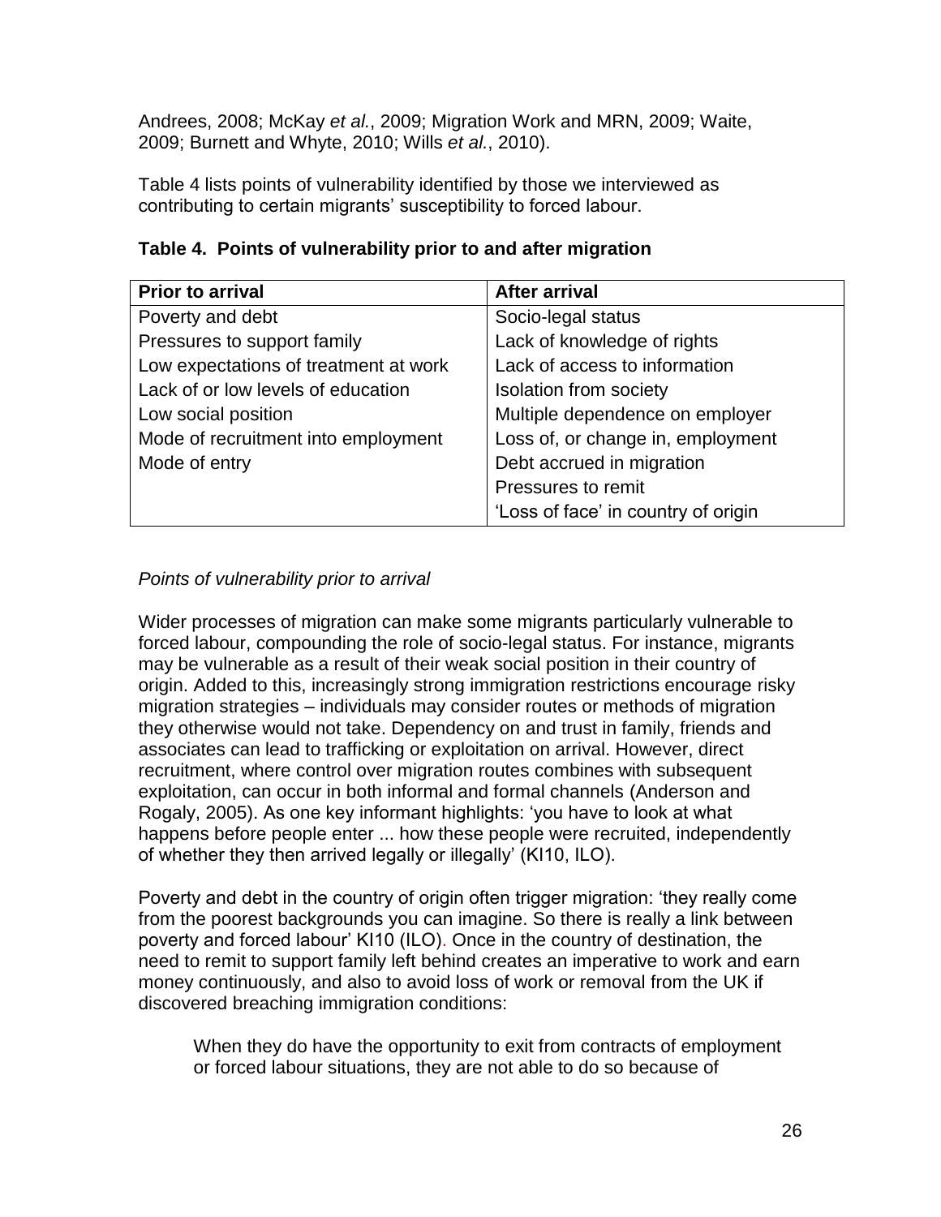Andrees, 2008; McKay *et al.*, 2009; Migration Work and MRN, 2009; Waite, 2009; Burnett and Whyte, 2010; Wills *et al.*, 2010).

Table 4 lists points of vulnerability identified by those we interviewed as contributing to certain migrants' susceptibility to forced labour.

**Table 4. Points of vulnerability prior to and after migration**

| Prior to arrival | After arrival |
|---|---|
| Poverty and debt | Socio-legal status |
| Pressures to support family | Lack of knowledge of rights |
| Low expectations of treatment at work | Lack of access to information |
| Lack of or low levels of education | Isolation from society |
| Low social position | Multiple dependence on employer |
| Mode of recruitment into employment | Loss of, or change in, employment |
| Mode of entry | Debt accrued in migration |
| | Pressures to remit |
| | 'Loss of face' in country of origin |

*Points of vulnerability prior to arrival*

Wider processes of migration can make some migrants particularly vulnerable to forced labour, compounding the role of socio-legal status. For instance, migrants may be vulnerable as a result of their weak social position in their country of origin. Added to this, increasingly strong immigration restrictions encourage risky migration strategies – individuals may consider routes or methods of migration they otherwise would not take. Dependency on and trust in family, friends and associates can lead to trafficking or exploitation on arrival. However, direct recruitment, where control over migration routes combines with subsequent exploitation, can occur in both informal and formal channels (Anderson and Rogaly, 2005). As one key informant highlights: 'you have to look at what happens before people enter ... how these people were recruited, independently of whether they then arrived legally or illegally' (KI10, ILO).

Poverty and debt in the country of origin often trigger migration: 'they really come from the poorest backgrounds you can imagine. So there is really a link between poverty and forced labour' KI10 (ILO). Once in the country of destination, the need to remit to support family left behind creates an imperative to work and earn money continuously, and also to avoid loss of work or removal from the UK if discovered breaching immigration conditions:

> When they do have the opportunity to exit from contracts of employment or forced labour situations, they are not able to do so because of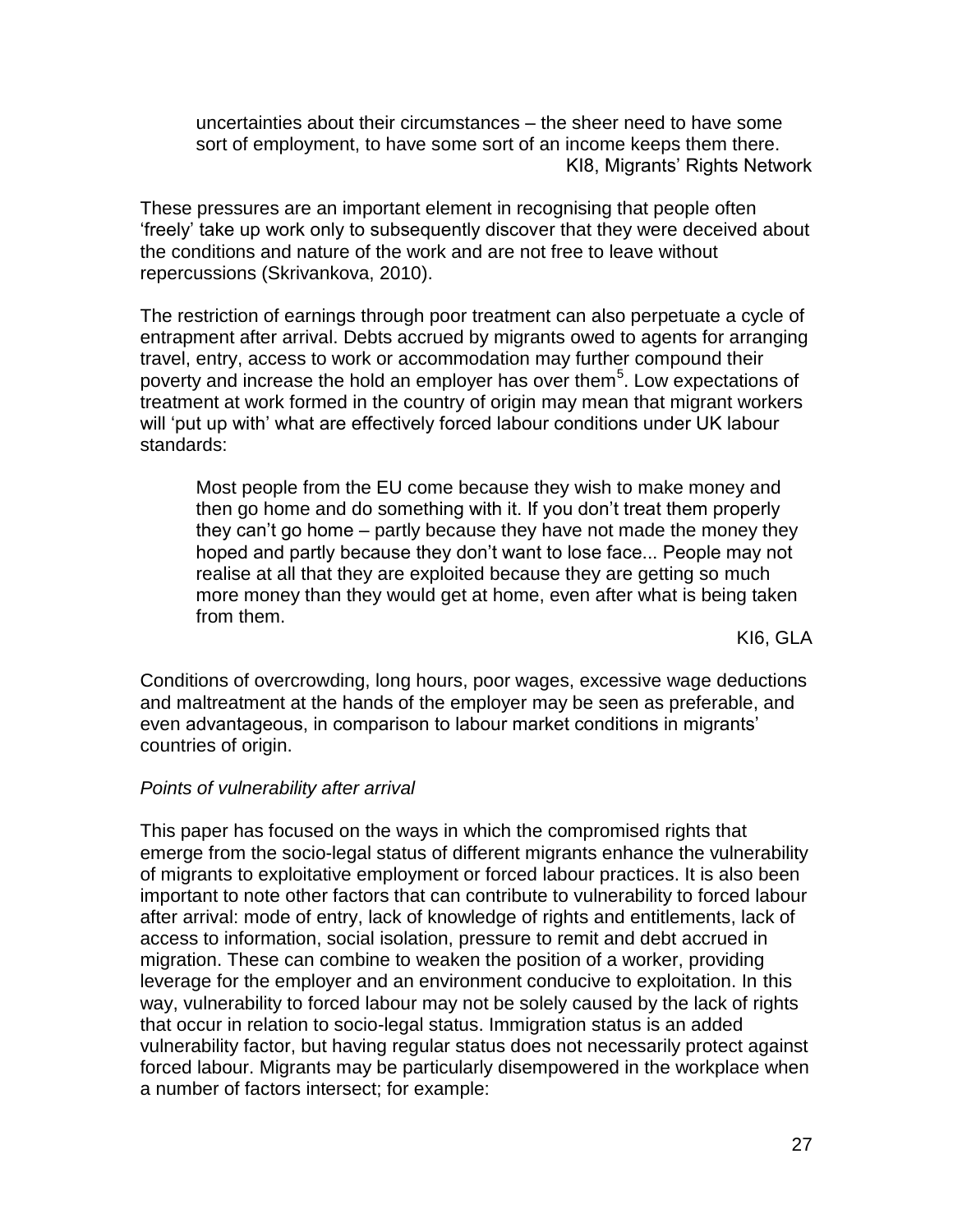> uncertainties about their circumstances – the sheer need to have some sort of employment, to have some sort of an income keeps them there.
>
> KI8, Migrants' Rights Network

These pressures are an important element in recognising that people often 'freely' take up work only to subsequently discover that they were deceived about the conditions and nature of the work and are not free to leave without repercussions (Skrivankova, 2010).

The restriction of earnings through poor treatment can also perpetuate a cycle of entrapment after arrival. Debts accrued by migrants owed to agents for arranging travel, entry, access to work or accommodation may further compound their poverty and increase the hold an employer has over them[5]. Low expectations of treatment at work formed in the country of origin may mean that migrant workers will 'put up with' what are effectively forced labour conditions under UK labour standards:

> Most people from the EU come because they wish to make money and then go home and do something with it. If you don't treat them properly they can't go home – partly because they have not made the money they hoped and partly because they don't want to lose face... People may not realise at all that they are exploited because they are getting so much more money than they would get at home, even after what is being taken from them.
>
> KI6, GLA

Conditions of overcrowding, long hours, poor wages, excessive wage deductions and maltreatment at the hands of the employer may be seen as preferable, and even advantageous, in comparison to labour market conditions in migrants' countries of origin.

*Points of vulnerability after arrival*

This paper has focused on the ways in which the compromised rights that emerge from the socio-legal status of different migrants enhance the vulnerability of migrants to exploitative employment or forced labour practices. It is also been important to note other factors that can contribute to vulnerability to forced labour after arrival: mode of entry, lack of knowledge of rights and entitlements, lack of access to information, social isolation, pressure to remit and debt accrued in migration. These can combine to weaken the position of a worker, providing leverage for the employer and an environment conducive to exploitation. In this way, vulnerability to forced labour may not be solely caused by the lack of rights that occur in relation to socio-legal status. Immigration status is an added vulnerability factor, but having regular status does not necessarily protect against forced labour. Migrants may be particularly disempowered in the workplace when a number of factors intersect; for example: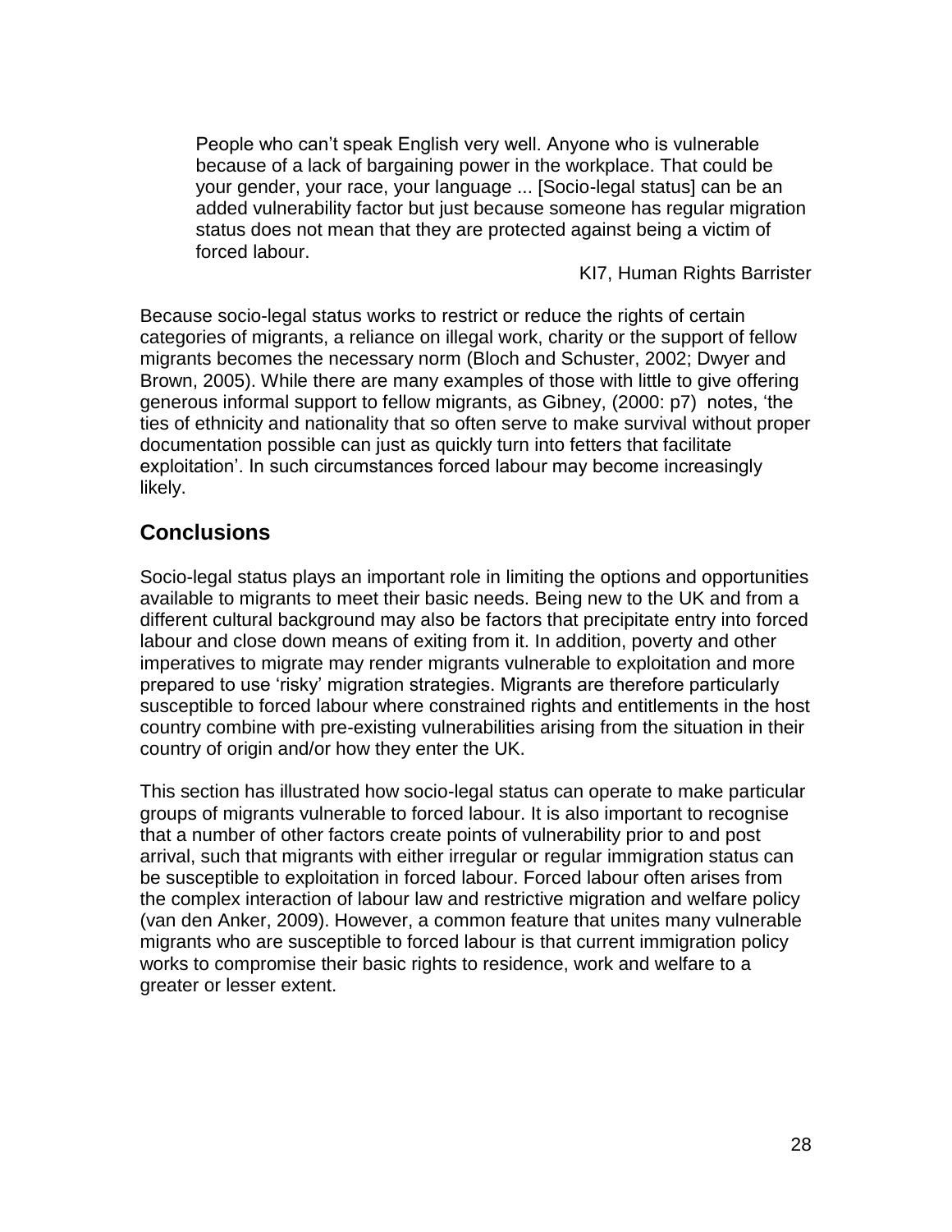> People who can't speak English very well. Anyone who is vulnerable because of a lack of bargaining power in the workplace. That could be your gender, your race, your language ... [Socio-legal status] can be an added vulnerability factor but just because someone has regular migration status does not mean that they are protected against being a victim of forced labour.
>
> KI7, Human Rights Barrister

Because socio-legal status works to restrict or reduce the rights of certain categories of migrants, a reliance on illegal work, charity or the support of fellow migrants becomes the necessary norm (Bloch and Schuster, 2002; Dwyer and Brown, 2005). While there are many examples of those with little to give offering generous informal support to fellow migrants, as Gibney, (2000: p7) notes, 'the ties of ethnicity and nationality that so often serve to make survival without proper documentation possible can just as quickly turn into fetters that facilitate exploitation'. In such circumstances forced labour may become increasingly likely.

## Conclusions

Socio-legal status plays an important role in limiting the options and opportunities available to migrants to meet their basic needs. Being new to the UK and from a different cultural background may also be factors that precipitate entry into forced labour and close down means of exiting from it. In addition, poverty and other imperatives to migrate may render migrants vulnerable to exploitation and more prepared to use 'risky' migration strategies. Migrants are therefore particularly susceptible to forced labour where constrained rights and entitlements in the host country combine with pre-existing vulnerabilities arising from the situation in their country of origin and/or how they enter the UK.

This section has illustrated how socio-legal status can operate to make particular groups of migrants vulnerable to forced labour. It is also important to recognise that a number of other factors create points of vulnerability prior to and post arrival, such that migrants with either irregular or regular immigration status can be susceptible to exploitation in forced labour. Forced labour often arises from the complex interaction of labour law and restrictive migration and welfare policy (van den Anker, 2009). However, a common feature that unites many vulnerable migrants who are susceptible to forced labour is that current immigration policy works to compromise their basic rights to residence, work and welfare to a greater or lesser extent.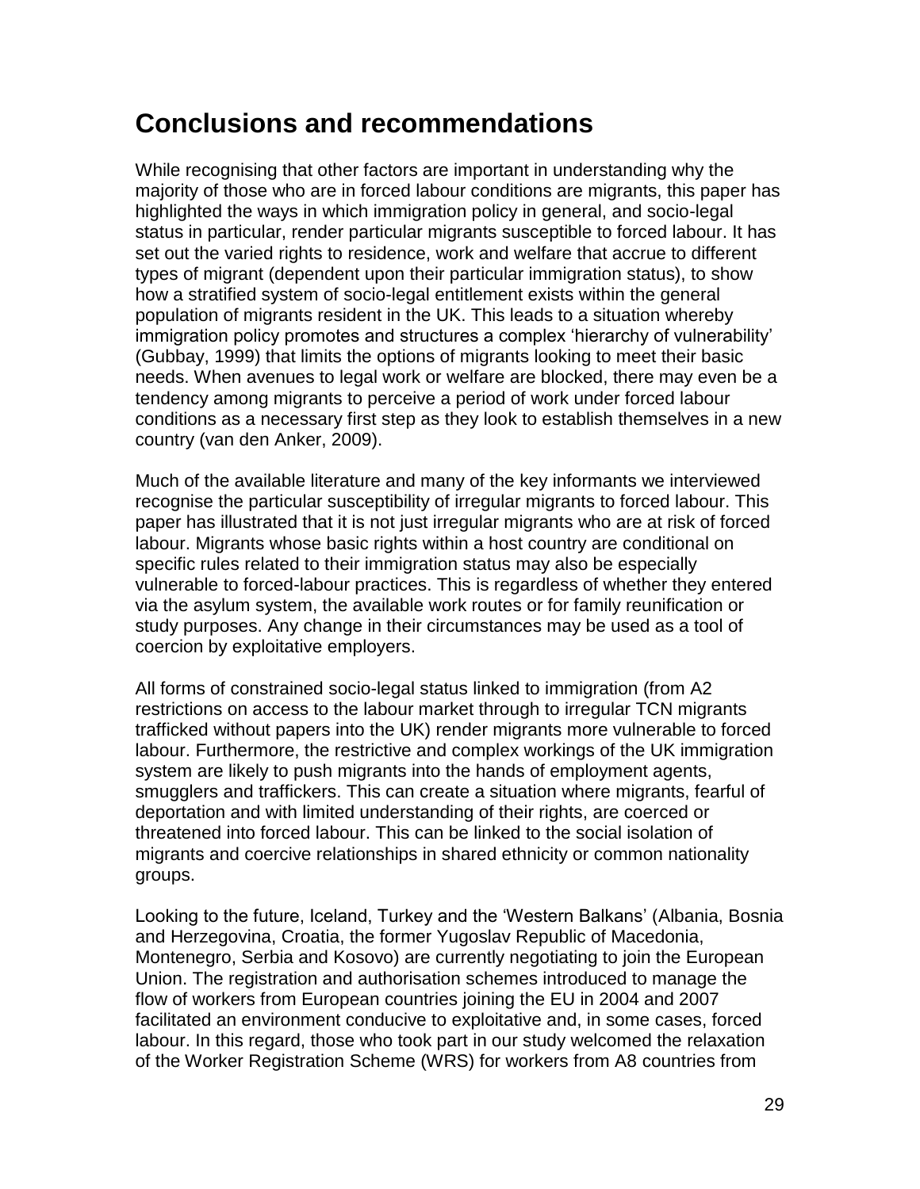## Conclusions and recommendations

While recognising that other factors are important in understanding why the majority of those who are in forced labour conditions are migrants, this paper has highlighted the ways in which immigration policy in general, and socio-legal status in particular, render particular migrants susceptible to forced labour. It has set out the varied rights to residence, work and welfare that accrue to different types of migrant (dependent upon their particular immigration status), to show how a stratified system of socio-legal entitlement exists within the general population of migrants resident in the UK. This leads to a situation whereby immigration policy promotes and structures a complex 'hierarchy of vulnerability' (Gubbay, 1999) that limits the options of migrants looking to meet their basic needs. When avenues to legal work or welfare are blocked, there may even be a tendency among migrants to perceive a period of work under forced labour conditions as a necessary first step as they look to establish themselves in a new country (van den Anker, 2009).

Much of the available literature and many of the key informants we interviewed recognise the particular susceptibility of irregular migrants to forced labour. This paper has illustrated that it is not just irregular migrants who are at risk of forced labour. Migrants whose basic rights within a host country are conditional on specific rules related to their immigration status may also be especially vulnerable to forced-labour practices. This is regardless of whether they entered via the asylum system, the available work routes or for family reunification or study purposes. Any change in their circumstances may be used as a tool of coercion by exploitative employers.

All forms of constrained socio-legal status linked to immigration (from A2 restrictions on access to the labour market through to irregular TCN migrants trafficked without papers into the UK) render migrants more vulnerable to forced labour. Furthermore, the restrictive and complex workings of the UK immigration system are likely to push migrants into the hands of employment agents, smugglers and traffickers. This can create a situation where migrants, fearful of deportation and with limited understanding of their rights, are coerced or threatened into forced labour. This can be linked to the social isolation of migrants and coercive relationships in shared ethnicity or common nationality groups.

Looking to the future, Iceland, Turkey and the 'Western Balkans' (Albania, Bosnia and Herzegovina, Croatia, the former Yugoslav Republic of Macedonia, Montenegro, Serbia and Kosovo) are currently negotiating to join the European Union. The registration and authorisation schemes introduced to manage the flow of workers from European countries joining the EU in 2004 and 2007 facilitated an environment conducive to exploitative and, in some cases, forced labour. In this regard, those who took part in our study welcomed the relaxation of the Worker Registration Scheme (WRS) for workers from A8 countries from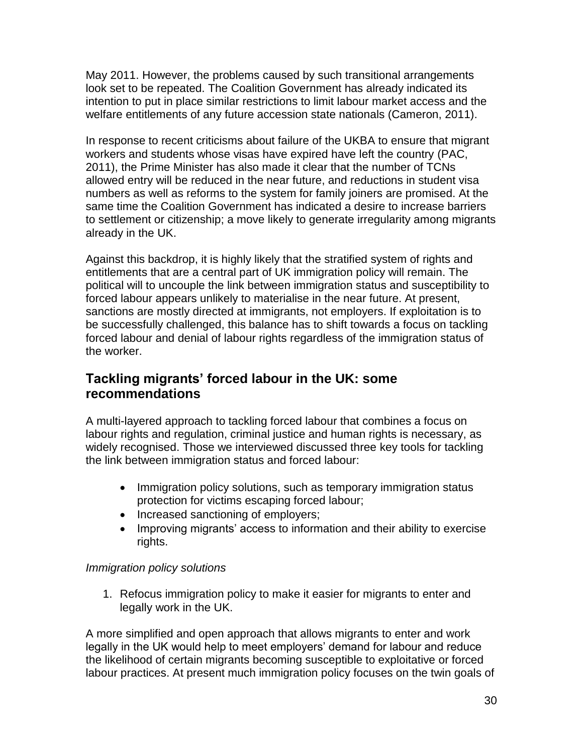May 2011. However, the problems caused by such transitional arrangements look set to be repeated. The Coalition Government has already indicated its intention to put in place similar restrictions to limit labour market access and the welfare entitlements of any future accession state nationals (Cameron, 2011).

In response to recent criticisms about failure of the UKBA to ensure that migrant workers and students whose visas have expired have left the country (PAC, 2011), the Prime Minister has also made it clear that the number of TCNs allowed entry will be reduced in the near future, and reductions in student visa numbers as well as reforms to the system for family joiners are promised. At the same time the Coalition Government has indicated a desire to increase barriers to settlement or citizenship; a move likely to generate irregularity among migrants already in the UK.

Against this backdrop, it is highly likely that the stratified system of rights and entitlements that are a central part of UK immigration policy will remain. The political will to uncouple the link between immigration status and susceptibility to forced labour appears unlikely to materialise in the near future. At present, sanctions are mostly directed at immigrants, not employers. If exploitation is to be successfully challenged, this balance has to shift towards a focus on tackling forced labour and denial of labour rights regardless of the immigration status of the worker.

## Tackling migrants' forced labour in the UK: some recommendations

A multi-layered approach to tackling forced labour that combines a focus on labour rights and regulation, criminal justice and human rights is necessary, as widely recognised. Those we interviewed discussed three key tools for tackling the link between immigration status and forced labour:

- Immigration policy solutions, such as temporary immigration status protection for victims escaping forced labour;
- Increased sanctioning of employers;
- Improving migrants' access to information and their ability to exercise rights.

*Immigration policy solutions*

1. Refocus immigration policy to make it easier for migrants to enter and legally work in the UK.

A more simplified and open approach that allows migrants to enter and work legally in the UK would help to meet employers' demand for labour and reduce the likelihood of certain migrants becoming susceptible to exploitative or forced labour practices. At present much immigration policy focuses on the twin goals of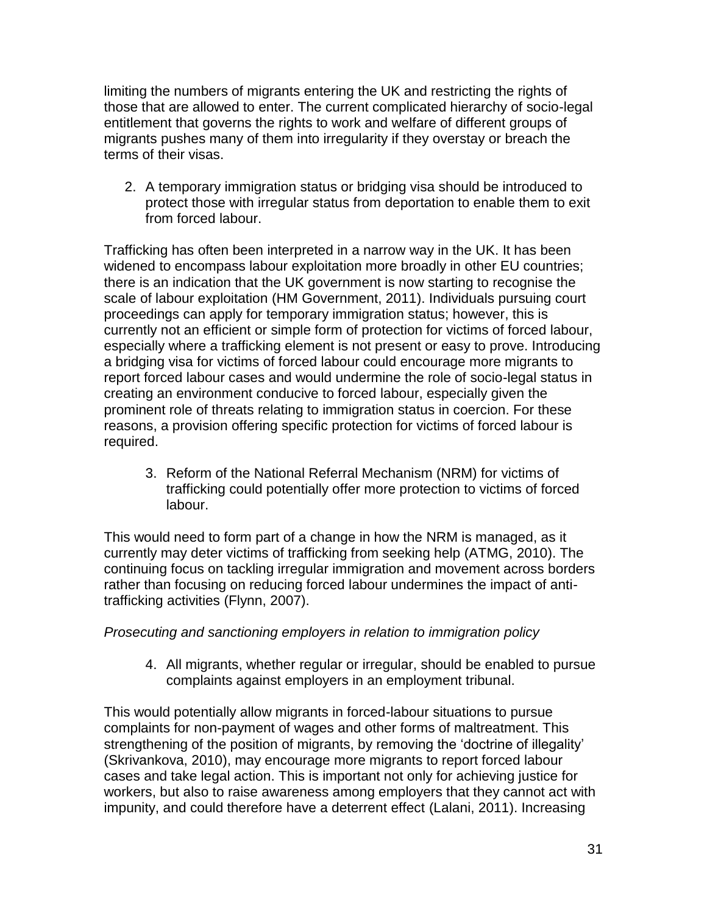limiting the numbers of migrants entering the UK and restricting the rights of those that are allowed to enter. The current complicated hierarchy of socio-legal entitlement that governs the rights to work and welfare of different groups of migrants pushes many of them into irregularity if they overstay or breach the terms of their visas.

2. A temporary immigration status or bridging visa should be introduced to protect those with irregular status from deportation to enable them to exit from forced labour.

Trafficking has often been interpreted in a narrow way in the UK. It has been widened to encompass labour exploitation more broadly in other EU countries; there is an indication that the UK government is now starting to recognise the scale of labour exploitation (HM Government, 2011). Individuals pursuing court proceedings can apply for temporary immigration status; however, this is currently not an efficient or simple form of protection for victims of forced labour, especially where a trafficking element is not present or easy to prove. Introducing a bridging visa for victims of forced labour could encourage more migrants to report forced labour cases and would undermine the role of socio-legal status in creating an environment conducive to forced labour, especially given the prominent role of threats relating to immigration status in coercion. For these reasons, a provision offering specific protection for victims of forced labour is required.

3. Reform of the National Referral Mechanism (NRM) for victims of trafficking could potentially offer more protection to victims of forced labour.

This would need to form part of a change in how the NRM is managed, as it currently may deter victims of trafficking from seeking help (ATMG, 2010). The continuing focus on tackling irregular immigration and movement across borders rather than focusing on reducing forced labour undermines the impact of anti-trafficking activities (Flynn, 2007).

*Prosecuting and sanctioning employers in relation to immigration policy*

4. All migrants, whether regular or irregular, should be enabled to pursue complaints against employers in an employment tribunal.

This would potentially allow migrants in forced-labour situations to pursue complaints for non-payment of wages and other forms of maltreatment. This strengthening of the position of migrants, by removing the 'doctrine of illegality' (Skrivankova, 2010), may encourage more migrants to report forced labour cases and take legal action. This is important not only for achieving justice for workers, but also to raise awareness among employers that they cannot act with impunity, and could therefore have a deterrent effect (Lalani, 2011). Increasing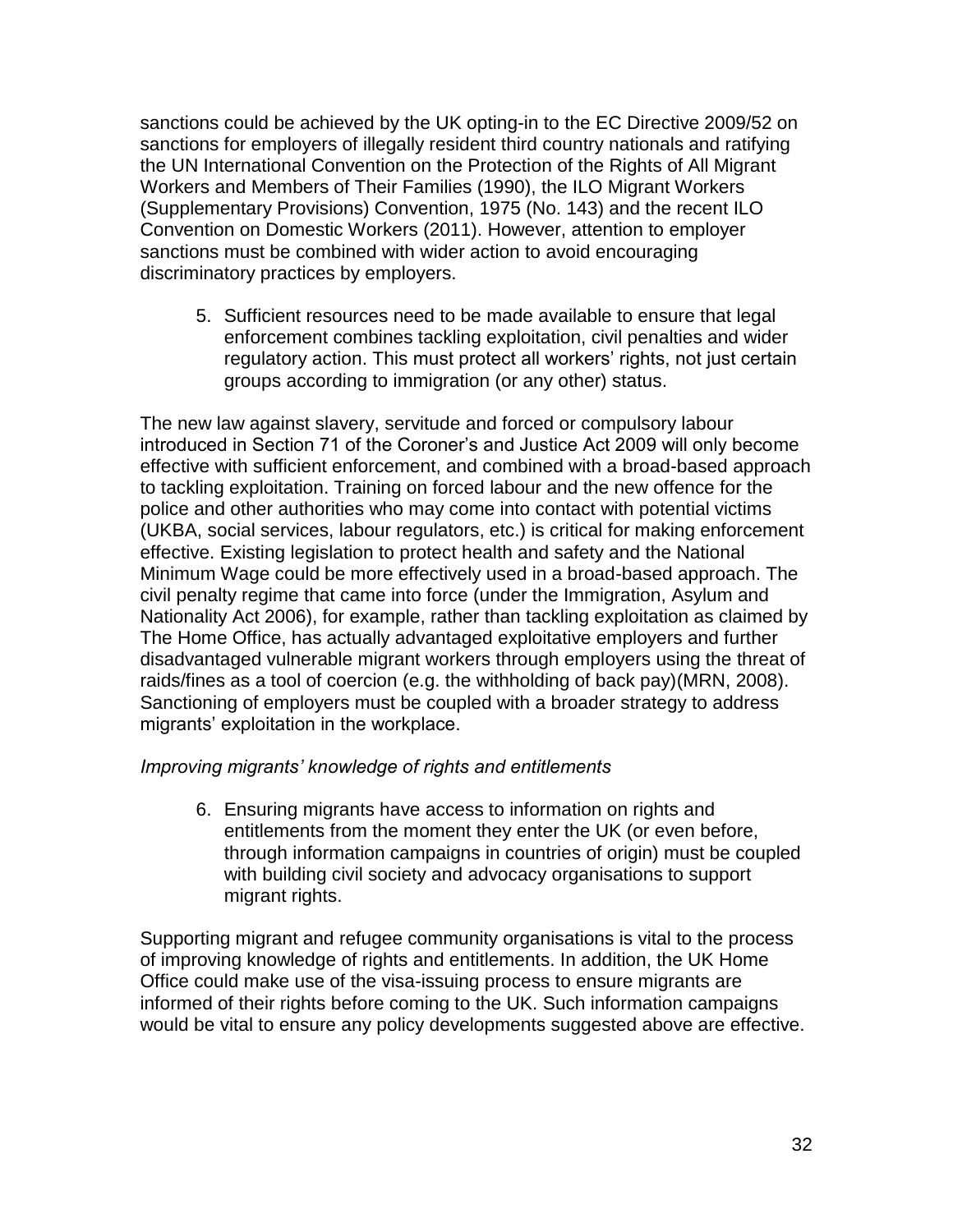sanctions could be achieved by the UK opting-in to the EC Directive 2009/52 on sanctions for employers of illegally resident third country nationals and ratifying the UN International Convention on the Protection of the Rights of All Migrant Workers and Members of Their Families (1990), the ILO Migrant Workers (Supplementary Provisions) Convention, 1975 (No. 143) and the recent ILO Convention on Domestic Workers (2011). However, attention to employer sanctions must be combined with wider action to avoid encouraging discriminatory practices by employers.

5. Sufficient resources need to be made available to ensure that legal enforcement combines tackling exploitation, civil penalties and wider regulatory action. This must protect all workers' rights, not just certain groups according to immigration (or any other) status.

The new law against slavery, servitude and forced or compulsory labour introduced in Section 71 of the Coroner's and Justice Act 2009 will only become effective with sufficient enforcement, and combined with a broad-based approach to tackling exploitation. Training on forced labour and the new offence for the police and other authorities who may come into contact with potential victims (UKBA, social services, labour regulators, etc.) is critical for making enforcement effective. Existing legislation to protect health and safety and the National Minimum Wage could be more effectively used in a broad-based approach. The civil penalty regime that came into force (under the Immigration, Asylum and Nationality Act 2006), for example, rather than tackling exploitation as claimed by The Home Office, has actually advantaged exploitative employers and further disadvantaged vulnerable migrant workers through employers using the threat of raids/fines as a tool of coercion (e.g. the withholding of back pay)(MRN, 2008). Sanctioning of employers must be coupled with a broader strategy to address migrants' exploitation in the workplace.

*Improving migrants' knowledge of rights and entitlements*

6. Ensuring migrants have access to information on rights and entitlements from the moment they enter the UK (or even before, through information campaigns in countries of origin) must be coupled with building civil society and advocacy organisations to support migrant rights.

Supporting migrant and refugee community organisations is vital to the process of improving knowledge of rights and entitlements. In addition, the UK Home Office could make use of the visa-issuing process to ensure migrants are informed of their rights before coming to the UK. Such information campaigns would be vital to ensure any policy developments suggested above are effective.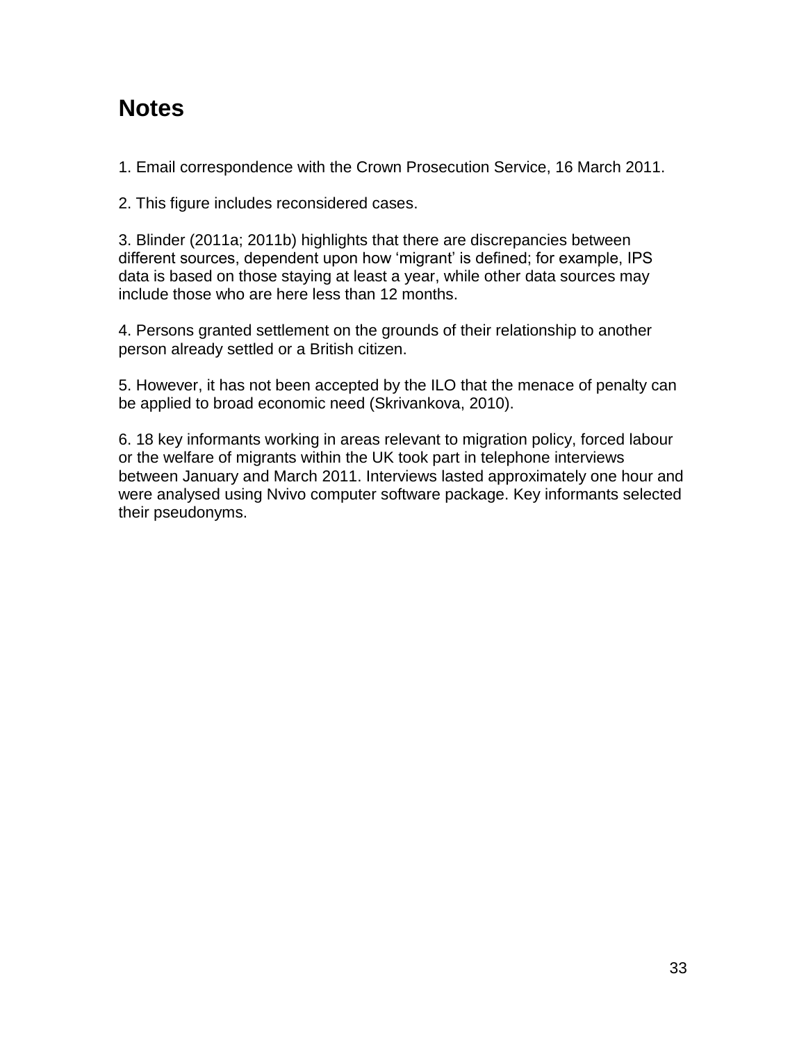# Notes

1. Email correspondence with the Crown Prosecution Service, 16 March 2011.

2. This figure includes reconsidered cases.

3. Blinder (2011a; 2011b) highlights that there are discrepancies between different sources, dependent upon how 'migrant' is defined; for example, IPS data is based on those staying at least a year, while other data sources may include those who are here less than 12 months.

4. Persons granted settlement on the grounds of their relationship to another person already settled or a British citizen.

5. However, it has not been accepted by the ILO that the menace of penalty can be applied to broad economic need (Skrivankova, 2010).

6. 18 key informants working in areas relevant to migration policy, forced labour or the welfare of migrants within the UK took part in telephone interviews between January and March 2011. Interviews lasted approximately one hour and were analysed using Nvivo computer software package. Key informants selected their pseudonyms.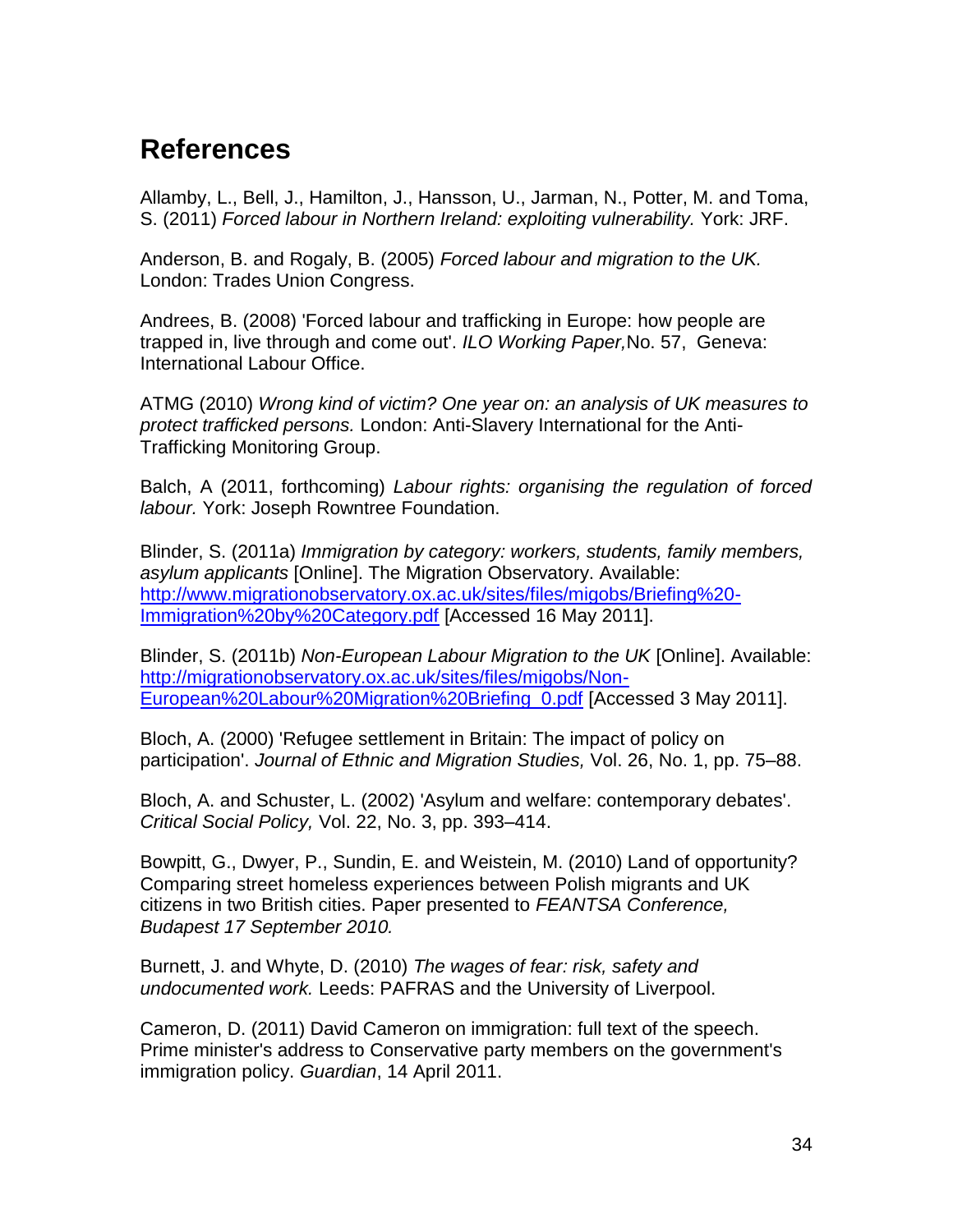# References

Allamby, L., Bell, J., Hamilton, J., Hansson, U., Jarman, N., Potter, M. and Toma, S. (2011) *Forced labour in Northern Ireland: exploiting vulnerability.* York: JRF.

Anderson, B. and Rogaly, B. (2005) *Forced labour and migration to the UK.* London: Trades Union Congress.

Andrees, B. (2008) 'Forced labour and trafficking in Europe: how people are trapped in, live through and come out'. *ILO Working Paper,* No. 57, Geneva: International Labour Office.

ATMG (2010) *Wrong kind of victim? One year on: an analysis of UK measures to protect trafficked persons.* London: Anti-Slavery International for the Anti-Trafficking Monitoring Group.

Balch, A (2011, forthcoming) *Labour rights: organising the regulation of forced labour.* York: Joseph Rowntree Foundation.

Blinder, S. (2011a) *Immigration by category: workers, students, family members, asylum applicants* [Online]. The Migration Observatory. Available: [http://www.migrationobservatory.ox.ac.uk/sites/files/migobs/Briefing%20-Immigration%20by%20Category.pdf](http://www.migrationobservatory.ox.ac.uk/sites/files/migobs/Briefing%20-Immigration%20by%20Category.pdf) [Accessed 16 May 2011].

Blinder, S. (2011b) *Non-European Labour Migration to the UK* [Online]. Available: [http://migrationobservatory.ox.ac.uk/sites/files/migobs/Non-European%20Labour%20Migration%20Briefing_0.pdf](http://migrationobservatory.ox.ac.uk/sites/files/migobs/Non-European%20Labour%20Migration%20Briefing_0.pdf) [Accessed 3 May 2011].

Bloch, A. (2000) 'Refugee settlement in Britain: The impact of policy on participation'. *Journal of Ethnic and Migration Studies,* Vol. 26, No. 1, pp. 75–88.

Bloch, A. and Schuster, L. (2002) 'Asylum and welfare: contemporary debates'. *Critical Social Policy,* Vol. 22, No. 3, pp. 393–414.

Bowpitt, G., Dwyer, P., Sundin, E. and Weistein, M. (2010) Land of opportunity? Comparing street homeless experiences between Polish migrants and UK citizens in two British cities. Paper presented to *FEANTSA Conference, Budapest 17 September 2010.*

Burnett, J. and Whyte, D. (2010) *The wages of fear: risk, safety and undocumented work.* Leeds: PAFRAS and the University of Liverpool.

Cameron, D. (2011) David Cameron on immigration: full text of the speech. Prime minister's address to Conservative party members on the government's immigration policy. *Guardian*, 14 April 2011.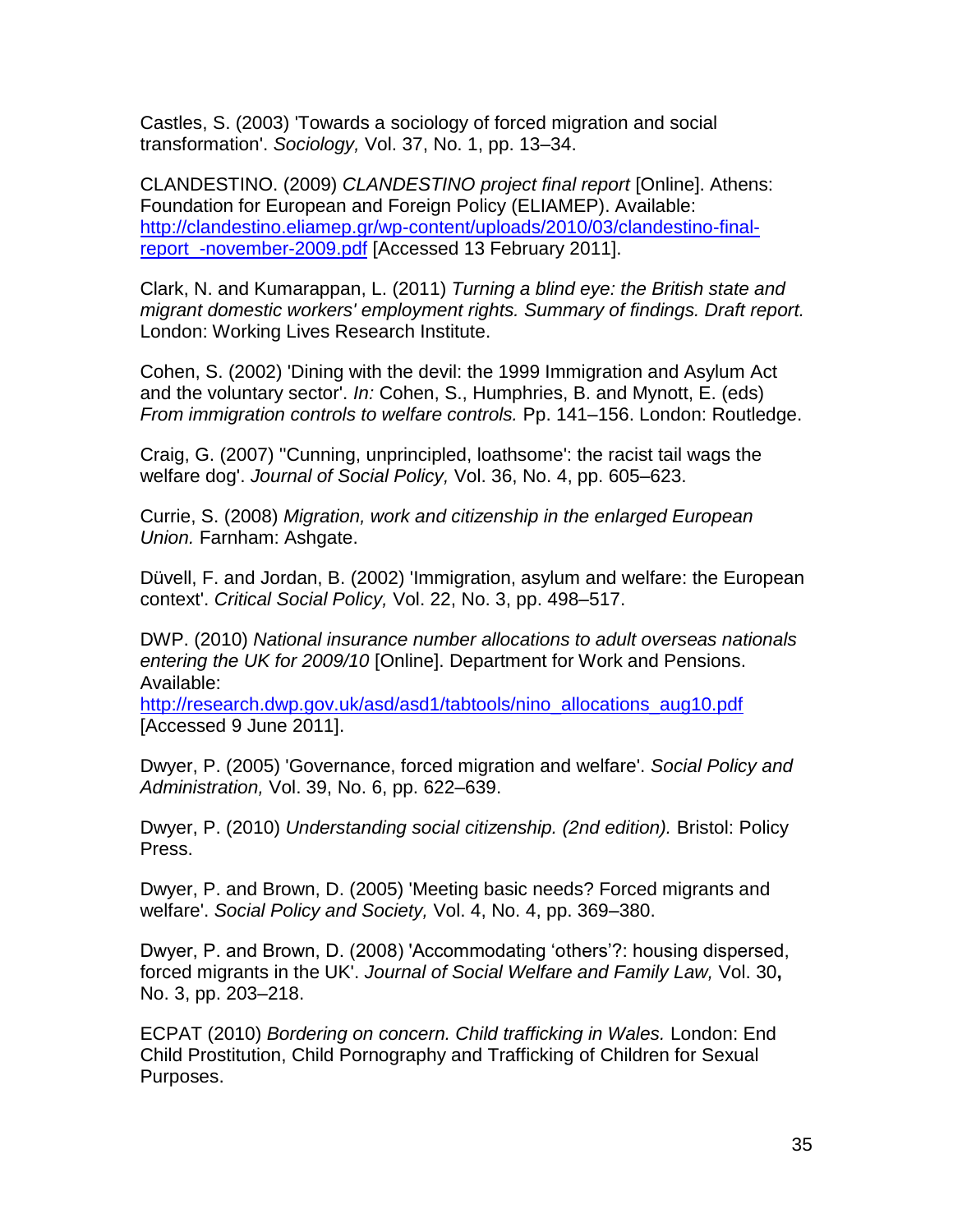Castles, S. (2003) 'Towards a sociology of forced migration and social transformation'. *Sociology,* Vol. 37, No. 1, pp. 13–34.

CLANDESTINO. (2009) *CLANDESTINO project final report* [Online]. Athens: Foundation for European and Foreign Policy (ELIAMEP). Available: http://clandestino.eliamep.gr/wp-content/uploads/2010/03/clandestino-final-report_-november-2009.pdf [Accessed 13 February 2011].

Clark, N. and Kumarappan, L. (2011) *Turning a blind eye: the British state and migrant domestic workers' employment rights. Summary of findings. Draft report.* London: Working Lives Research Institute.

Cohen, S. (2002) 'Dining with the devil: the 1999 Immigration and Asylum Act and the voluntary sector'. *In:* Cohen, S., Humphries, B. and Mynott, E. (eds) *From immigration controls to welfare controls.* Pp. 141–156. London: Routledge.

Craig, G. (2007) ''Cunning, unprincipled, loathsome': the racist tail wags the welfare dog'. *Journal of Social Policy,* Vol. 36, No. 4, pp. 605–623.

Currie, S. (2008) *Migration, work and citizenship in the enlarged European Union.* Farnham: Ashgate.

Düvell, F. and Jordan, B. (2002) 'Immigration, asylum and welfare: the European context'. *Critical Social Policy,* Vol. 22, No. 3, pp. 498–517.

DWP. (2010) *National insurance number allocations to adult overseas nationals entering the UK for 2009/10* [Online]. Department for Work and Pensions. Available: http://research.dwp.gov.uk/asd/asd1/tabtools/nino_allocations_aug10.pdf [Accessed 9 June 2011].

Dwyer, P. (2005) 'Governance, forced migration and welfare'. *Social Policy and Administration,* Vol. 39, No. 6, pp. 622–639.

Dwyer, P. (2010) *Understanding social citizenship. (2nd edition).* Bristol: Policy Press.

Dwyer, P. and Brown, D. (2005) 'Meeting basic needs? Forced migrants and welfare'. *Social Policy and Society,* Vol. 4, No. 4, pp. 369–380.

Dwyer, P. and Brown, D. (2008) 'Accommodating 'others'?: housing dispersed, forced migrants in the UK'. *Journal of Social Welfare and Family Law,* Vol. 30**,** No. 3, pp. 203–218.

ECPAT (2010) *Bordering on concern. Child trafficking in Wales.* London: End Child Prostitution, Child Pornography and Trafficking of Children for Sexual Purposes.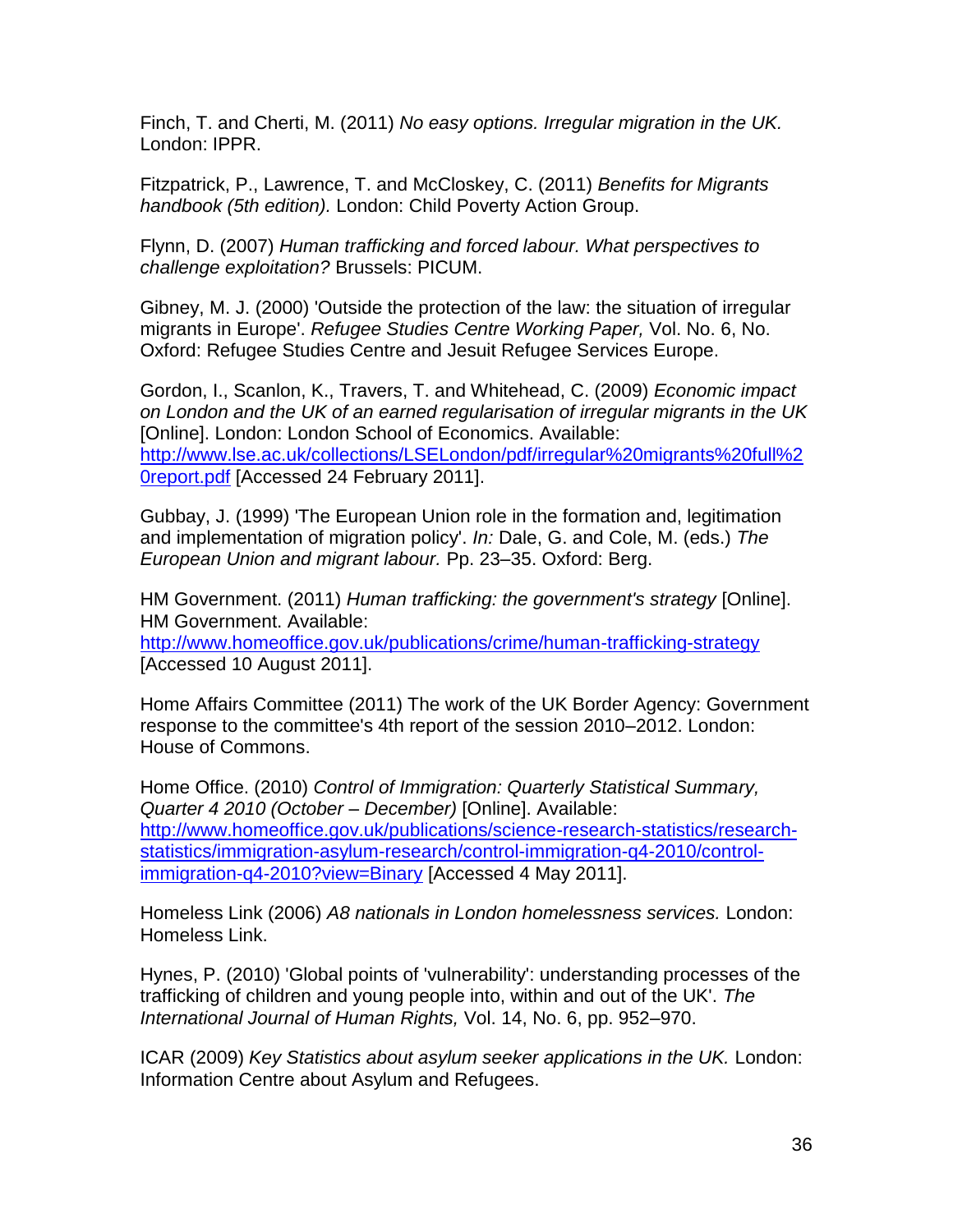Finch, T. and Cherti, M. (2011) *No easy options. Irregular migration in the UK.* London: IPPR.

Fitzpatrick, P., Lawrence, T. and McCloskey, C. (2011) *Benefits for Migrants handbook (5th edition).* London: Child Poverty Action Group.

Flynn, D. (2007) *Human trafficking and forced labour. What perspectives to challenge exploitation?* Brussels: PICUM.

Gibney, M. J. (2000) 'Outside the protection of the law: the situation of irregular migrants in Europe'. *Refugee Studies Centre Working Paper,* Vol. No. 6, No. Oxford: Refugee Studies Centre and Jesuit Refugee Services Europe.

Gordon, I., Scanlon, K., Travers, T. and Whitehead, C. (2009) *Economic impact on London and the UK of an earned regularisation of irregular migrants in the UK* [Online]. London: London School of Economics. Available: http://www.lse.ac.uk/collections/LSELondon/pdf/irregular%20migrants%20full%20report.pdf [Accessed 24 February 2011].

Gubbay, J. (1999) 'The European Union role in the formation and, legitimation and implementation of migration policy'. *In:* Dale, G. and Cole, M. (eds.) *The European Union and migrant labour.* Pp. 23–35. Oxford: Berg.

HM Government. (2011) *Human trafficking: the government's strategy* [Online]. HM Government. Available: http://www.homeoffice.gov.uk/publications/crime/human-trafficking-strategy [Accessed 10 August 2011].

Home Affairs Committee (2011) The work of the UK Border Agency: Government response to the committee's 4th report of the session 2010–2012. London: House of Commons.

Home Office. (2010) *Control of Immigration: Quarterly Statistical Summary, Quarter 4 2010 (October – December)* [Online]. Available: http://www.homeoffice.gov.uk/publications/science-research-statistics/research-statistics/immigration-asylum-research/control-immigration-q4-2010/control-immigration-q4-2010?view=Binary [Accessed 4 May 2011].

Homeless Link (2006) *A8 nationals in London homelessness services.* London: Homeless Link.

Hynes, P. (2010) 'Global points of 'vulnerability': understanding processes of the trafficking of children and young people into, within and out of the UK'. *The International Journal of Human Rights,* Vol. 14, No. 6, pp. 952–970.

ICAR (2009) *Key Statistics about asylum seeker applications in the UK.* London: Information Centre about Asylum and Refugees.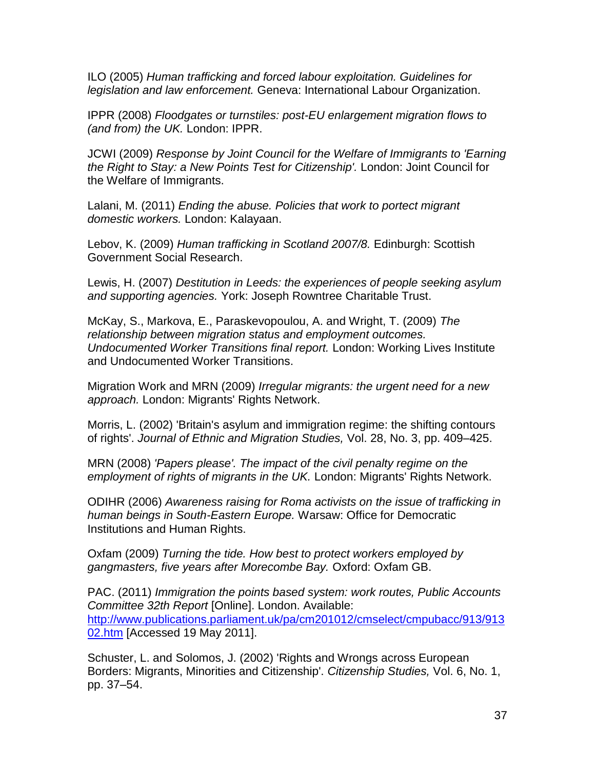ILO (2005) *Human trafficking and forced labour exploitation. Guidelines for legislation and law enforcement.* Geneva: International Labour Organization.

IPPR (2008) *Floodgates or turnstiles: post-EU enlargement migration flows to (and from) the UK.* London: IPPR.

JCWI (2009) *Response by Joint Council for the Welfare of Immigrants to 'Earning the Right to Stay: a New Points Test for Citizenship'.* London: Joint Council for the Welfare of Immigrants.

Lalani, M. (2011) *Ending the abuse. Policies that work to portect migrant domestic workers.* London: Kalayaan.

Lebov, K. (2009) *Human trafficking in Scotland 2007/8.* Edinburgh: Scottish Government Social Research.

Lewis, H. (2007) *Destitution in Leeds: the experiences of people seeking asylum and supporting agencies.* York: Joseph Rowntree Charitable Trust.

McKay, S., Markova, E., Paraskevopoulou, A. and Wright, T. (2009) *The relationship between migration status and employment outcomes. Undocumented Worker Transitions final report.* London: Working Lives Institute and Undocumented Worker Transitions.

Migration Work and MRN (2009) *Irregular migrants: the urgent need for a new approach.* London: Migrants' Rights Network.

Morris, L. (2002) 'Britain's asylum and immigration regime: the shifting contours of rights'. *Journal of Ethnic and Migration Studies,* Vol. 28, No. 3, pp. 409–425.

MRN (2008) *'Papers please'. The impact of the civil penalty regime on the employment of rights of migrants in the UK.* London: Migrants' Rights Network.

ODIHR (2006) *Awareness raising for Roma activists on the issue of trafficking in human beings in South-Eastern Europe.* Warsaw: Office for Democratic Institutions and Human Rights.

Oxfam (2009) *Turning the tide. How best to protect workers employed by gangmasters, five years after Morecombe Bay.* Oxford: Oxfam GB.

PAC. (2011) *Immigration the points based system: work routes, Public Accounts Committee 32th Report* [Online]. London. Available: [http://www.publications.parliament.uk/pa/cm201012/cmselect/cmpubacc/913/91302.htm](http://www.publications.parliament.uk/pa/cm201012/cmselect/cmpubacc/913/91302.htm) [Accessed 19 May 2011].

Schuster, L. and Solomos, J. (2002) 'Rights and Wrongs across European Borders: Migrants, Minorities and Citizenship'. *Citizenship Studies,* Vol. 6, No. 1, pp. 37–54.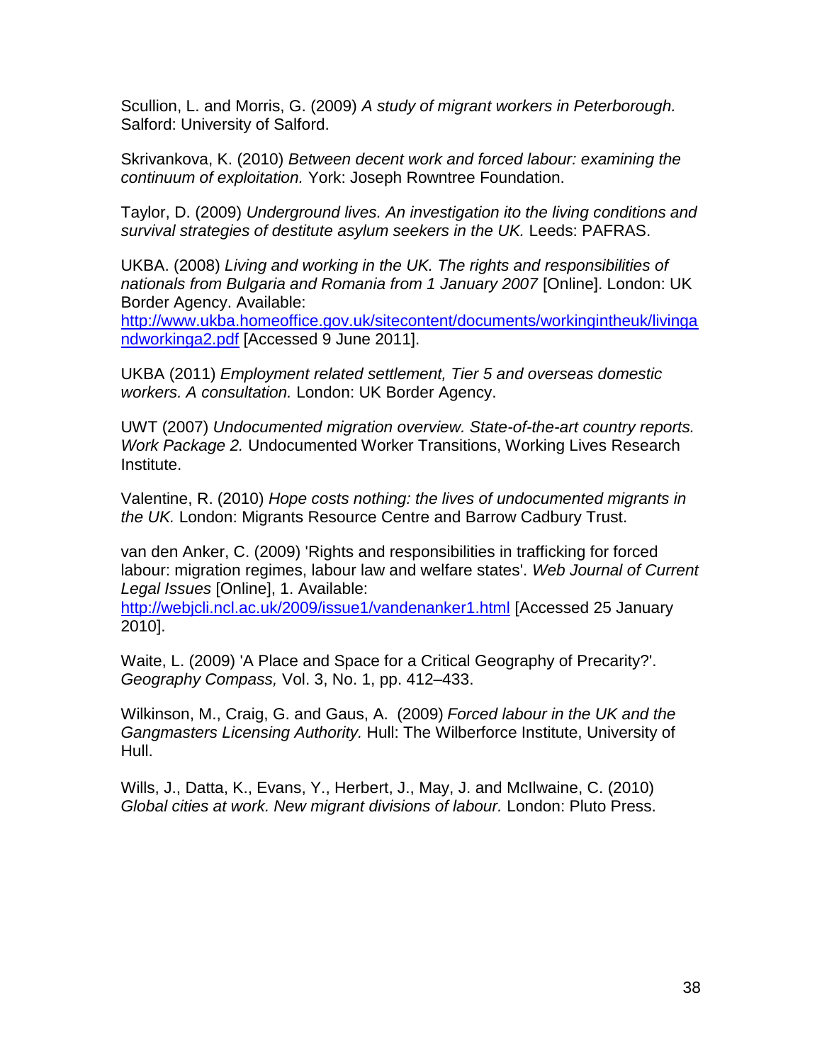Scullion, L. and Morris, G. (2009) *A study of migrant workers in Peterborough.* Salford: University of Salford.

Skrivankova, K. (2010) *Between decent work and forced labour: examining the continuum of exploitation.* York: Joseph Rowntree Foundation.

Taylor, D. (2009) *Underground lives. An investigation ito the living conditions and survival strategies of destitute asylum seekers in the UK.* Leeds: PAFRAS.

UKBA. (2008) *Living and working in the UK. The rights and responsibilities of nationals from Bulgaria and Romania from 1 January 2007* [Online]. London: UK Border Agency. Available: http://www.ukba.homeoffice.gov.uk/sitecontent/documents/workingintheuk/livingandworkinga2.pdf [Accessed 9 June 2011].

UKBA (2011) *Employment related settlement, Tier 5 and overseas domestic workers. A consultation.* London: UK Border Agency.

UWT (2007) *Undocumented migration overview. State-of-the-art country reports. Work Package 2.* Undocumented Worker Transitions, Working Lives Research Institute.

Valentine, R. (2010) *Hope costs nothing: the lives of undocumented migrants in the UK.* London: Migrants Resource Centre and Barrow Cadbury Trust.

van den Anker, C. (2009) 'Rights and responsibilities in trafficking for forced labour: migration regimes, labour law and welfare states'. *Web Journal of Current Legal Issues* [Online], 1. Available: http://webjcli.ncl.ac.uk/2009/issue1/vandenanker1.html [Accessed 25 January 2010].

Waite, L. (2009) 'A Place and Space for a Critical Geography of Precarity?'. *Geography Compass,* Vol. 3, No. 1, pp. 412–433.

Wilkinson, M., Craig, G. and Gaus, A. (2009) *Forced labour in the UK and the Gangmasters Licensing Authority.* Hull: The Wilberforce Institute, University of Hull.

Wills, J., Datta, K., Evans, Y., Herbert, J., May, J. and McIlwaine, C. (2010) *Global cities at work. New migrant divisions of labour.* London: Pluto Press.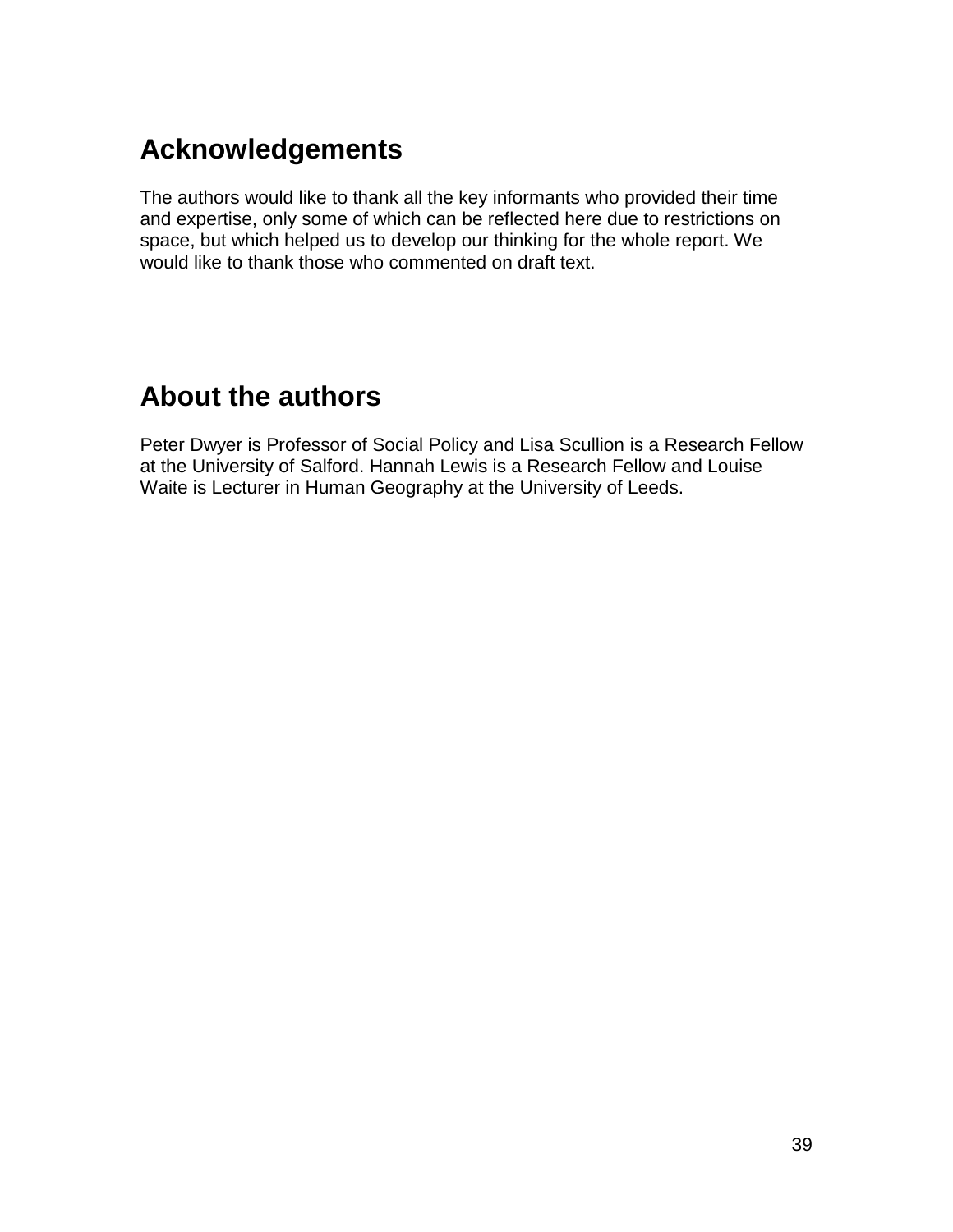## Acknowledgements

The authors would like to thank all the key informants who provided their time and expertise, only some of which can be reflected here due to restrictions on space, but which helped us to develop our thinking for the whole report. We would like to thank those who commented on draft text.

## About the authors

Peter Dwyer is Professor of Social Policy and Lisa Scullion is a Research Fellow at the University of Salford. Hannah Lewis is a Research Fellow and Louise Waite is Lecturer in Human Geography at the University of Leeds.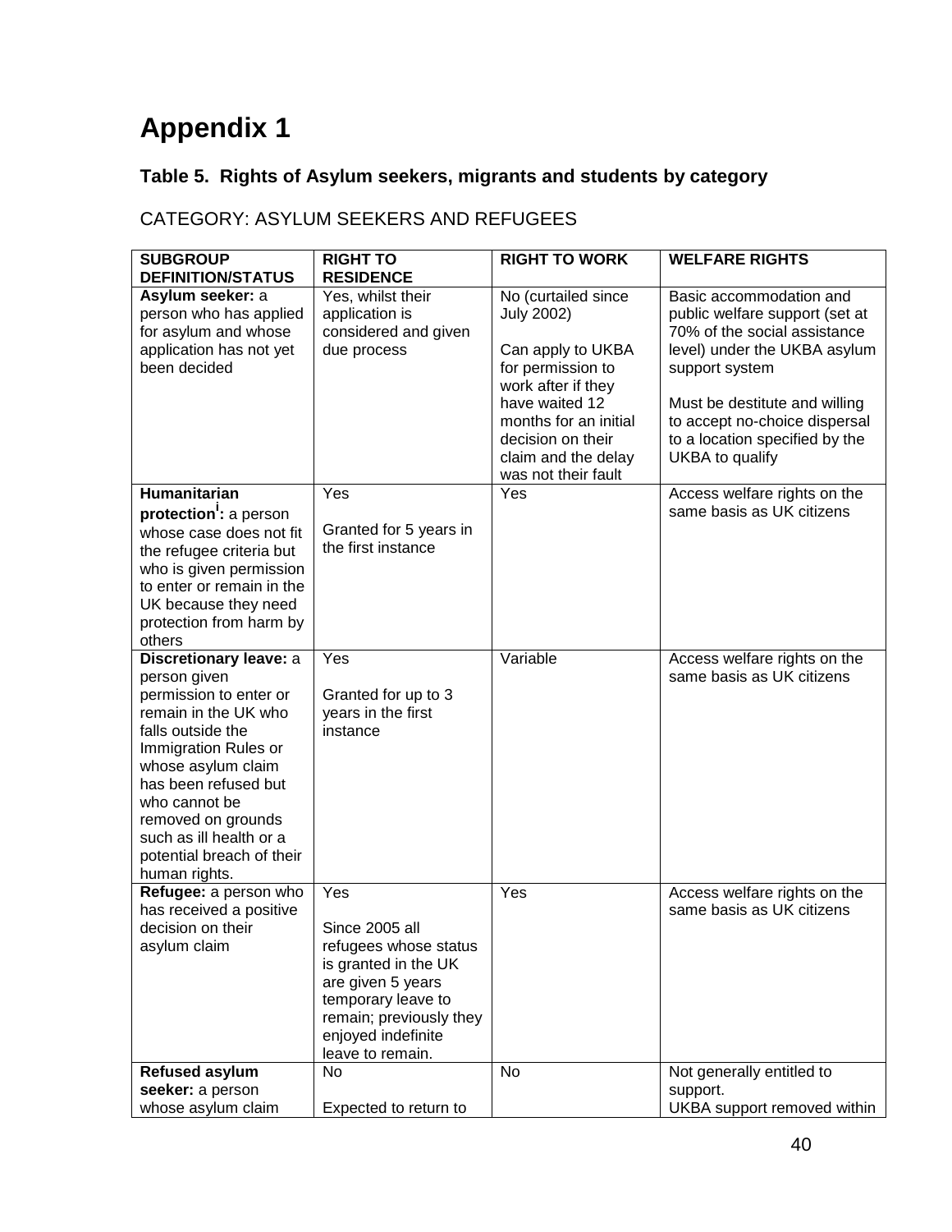# Appendix 1

### Table 5. Rights of Asylum seekers, migrants and students by category

CATEGORY: ASYLUM SEEKERS AND REFUGEES

| SUBGROUP DEFINITION/STATUS | RIGHT TO RESIDENCE | RIGHT TO WORK | WELFARE RIGHTS |
|---|---|---|---|
| **Asylum seeker:** a person who has applied for asylum and whose application has not yet been decided | Yes, whilst their application is considered and given due process | No (curtailed since July 2002)<br><br>Can apply to UKBA for permission to work after if they have waited 12 months for an initial decision on their claim and the delay was not their fault | Basic accommodation and public welfare support (set at 70% of the social assistance level) under the UKBA asylum support system<br><br>Must be destitute and willing to accept no-choice dispersal to a location specified by the UKBA to qualify |
| **Humanitarian protection[i]:** a person whose case does not fit the refugee criteria but who is given permission to enter or remain in the UK because they need protection from harm by others | Yes<br><br>Granted for 5 years in the first instance | Yes | Access welfare rights on the same basis as UK citizens |
| **Discretionary leave:** a person given permission to enter or remain in the UK who falls outside the Immigration Rules or whose asylum claim has been refused but who cannot be removed on grounds such as ill health or a potential breach of their human rights. | Yes<br><br>Granted for up to 3 years in the first instance | Variable | Access welfare rights on the same basis as UK citizens |
| **Refugee:** a person who has received a positive decision on their asylum claim | Yes<br><br>Since 2005 all refugees whose status is granted in the UK are given 5 years temporary leave to remain; previously they enjoyed indefinite leave to remain. | Yes | Access welfare rights on the same basis as UK citizens |
| **Refused asylum seeker:** a person whose asylum claim | No<br><br>Expected to return to | No | Not generally entitled to support.<br>UKBA support removed within |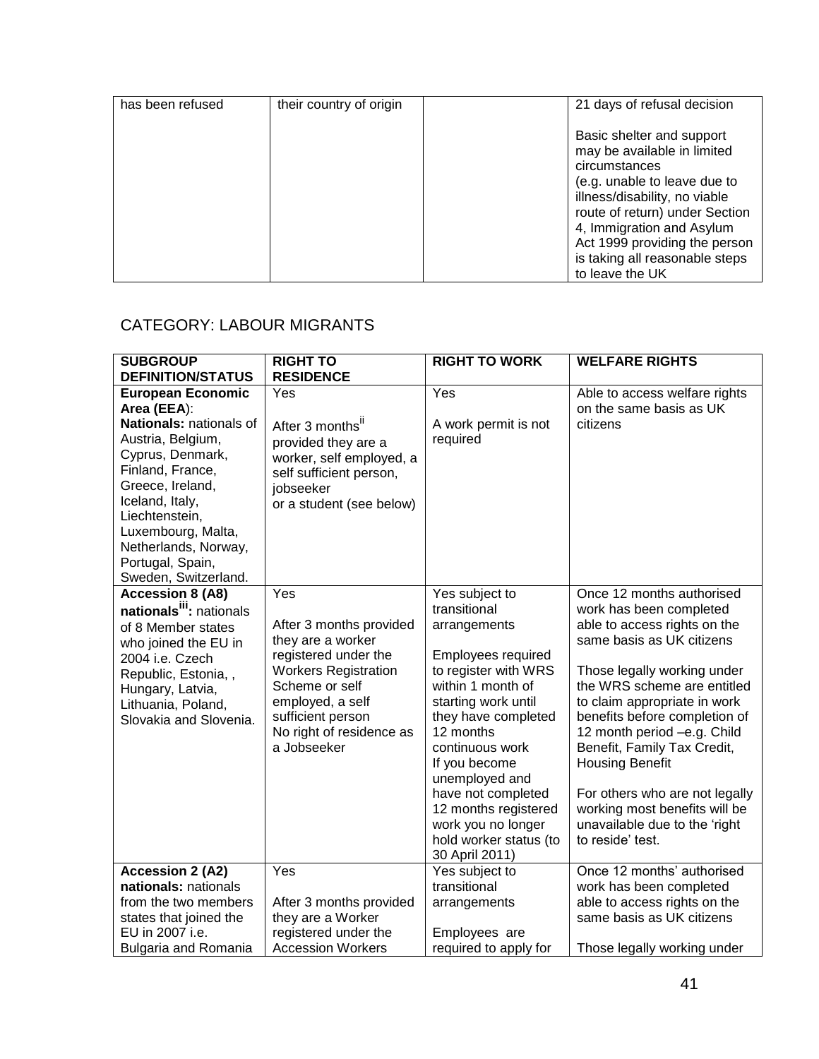| has been refused | their country of origin | | 21 days of refusal decision<br><br>Basic shelter and support may be available in limited circumstances (e.g. unable to leave due to illness/disability, no viable route of return) under Section 4, Immigration and Asylum Act 1999 providing the person is taking all reasonable steps to leave the UK |
|---|---|---|---|

## CATEGORY: LABOUR MIGRANTS

| **SUBGROUP DEFINITION/STATUS** | **RIGHT TO RESIDENCE** | **RIGHT TO WORK** | **WELFARE RIGHTS** |
|---|---|---|---|
| **European Economic Area (EEA)**:<br>**Nationals:** nationals of Austria, Belgium, Cyprus, Denmark, Finland, France, Greece, Ireland, Iceland, Italy, Liechtenstein, Luxembourg, Malta, Netherlands, Norway, Portugal, Spain, Sweden, Switzerland. | Yes<br><br>After 3 months[ii] provided they are a worker, self employed, a self sufficient person, jobseeker or a student (see below) | Yes<br><br>A work permit is not required | Able to access welfare rights on the same basis as UK citizens |
| **Accession 8 (A8) nationals[iii]:** nationals of 8 Member states who joined the EU in 2004 i.e. Czech Republic, Estonia, , Hungary, Latvia, Lithuania, Poland, Slovakia and Slovenia. | Yes<br><br>After 3 months provided they are a worker registered under the Workers Registration Scheme or self employed, a self sufficient person<br>No right of residence as a Jobseeker | Yes subject to transitional arrangements<br><br>Employees required to register with WRS within 1 month of starting work until they have completed 12 months continuous work<br>If you become unemployed and have not completed 12 months registered work you no longer hold worker status (to 30 April 2011) | Once 12 months authorised work has been completed able to access rights on the same basis as UK citizens<br><br>Those legally working under the WRS scheme are entitled to claim appropriate in work benefits before completion of 12 month period –e.g. Child Benefit, Family Tax Credit, Housing Benefit<br><br>For others who are not legally working most benefits will be unavailable due to the 'right to reside' test. |
| **Accession 2 (A2) nationals:** nationals from the two members states that joined the EU in 2007 i.e. Bulgaria and Romania | Yes<br><br>After 3 months provided they are a Worker registered under the Accession Workers | Yes subject to transitional arrangements<br><br>Employees are required to apply for | Once 12 months' authorised work has been completed able to access rights on the same basis as UK citizens<br><br>Those legally working under |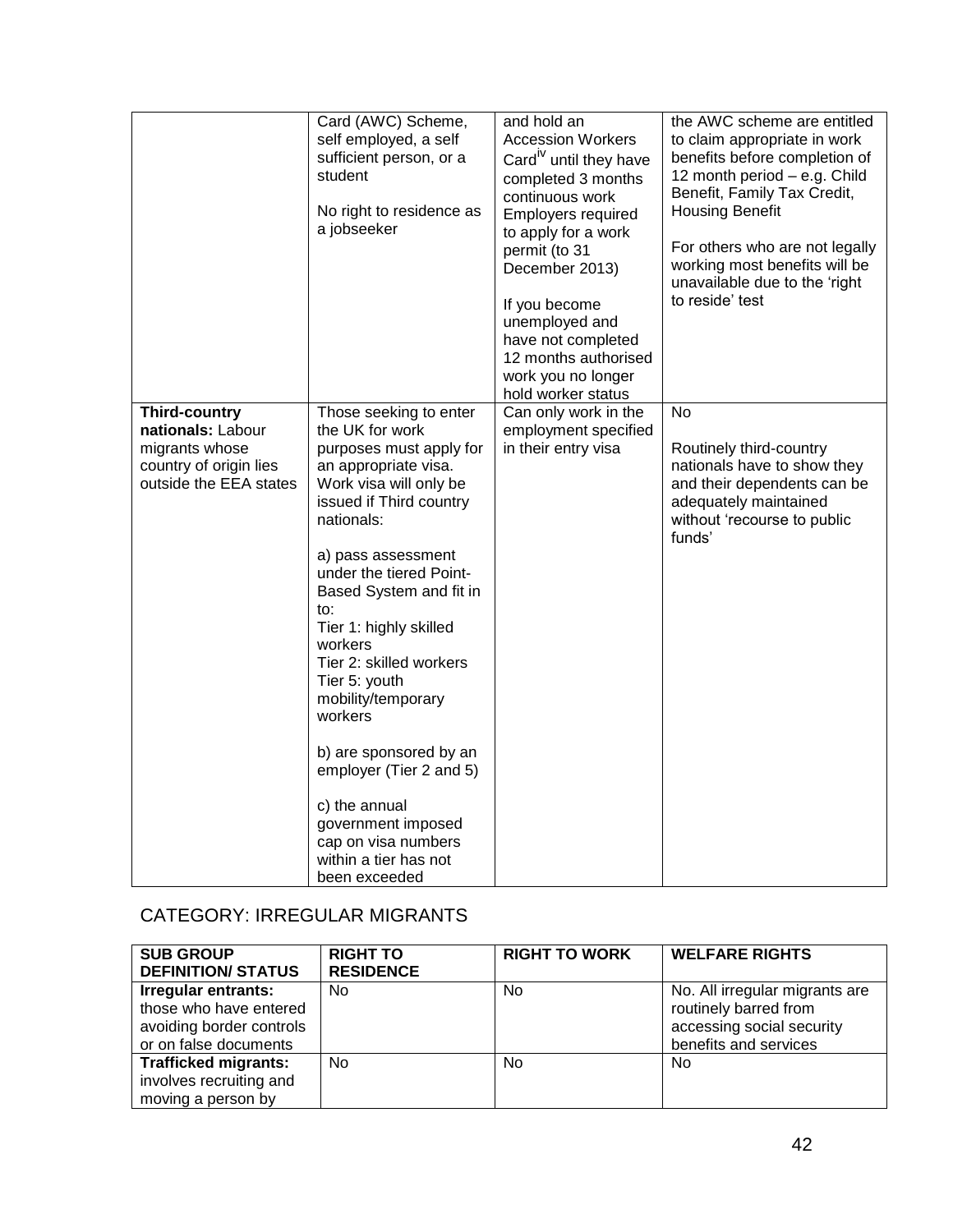|  | Card (AWC) Scheme, self employed, a self sufficient person, or a student<br><br>No right to residence as a jobseeker | and hold an Accession Workers Card[iv] until they have completed 3 months continuous work Employers required to apply for a work permit (to 31 December 2013)<br><br>If you become unemployed and have not completed 12 months authorised work you no longer hold worker status | the AWC scheme are entitled to claim appropriate in work benefits before completion of 12 month period – e.g. Child Benefit, Family Tax Credit, Housing Benefit<br><br>For others who are not legally working most benefits will be unavailable due to the 'right to reside' test |
|---|---|---|---|
| **Third-country nationals:** Labour migrants whose country of origin lies outside the EEA states | Those seeking to enter the UK for work purposes must apply for an appropriate visa. Work visa will only be issued if Third country nationals:<br><br>a) pass assessment under the tiered Point-Based System and fit in to:<br>Tier 1: highly skilled workers<br>Tier 2: skilled workers<br>Tier 5: youth mobility/temporary workers<br><br>b) are sponsored by an employer (Tier 2 and 5)<br><br>c) the annual government imposed cap on visa numbers within a tier has not been exceeded | Can only work in the employment specified in their entry visa | No<br><br>Routinely third-country nationals have to show they and their dependents can be adequately maintained without 'recourse to public funds' |

## CATEGORY: IRREGULAR MIGRANTS

| SUB GROUP DEFINITION/ STATUS | RIGHT TO RESIDENCE | RIGHT TO WORK | WELFARE RIGHTS |
|---|---|---|---|
| **Irregular entrants:** those who have entered avoiding border controls or on false documents | No | No | No. All irregular migrants are routinely barred from accessing social security benefits and services |
| **Trafficked migrants:** involves recruiting and moving a person by | No | No | No |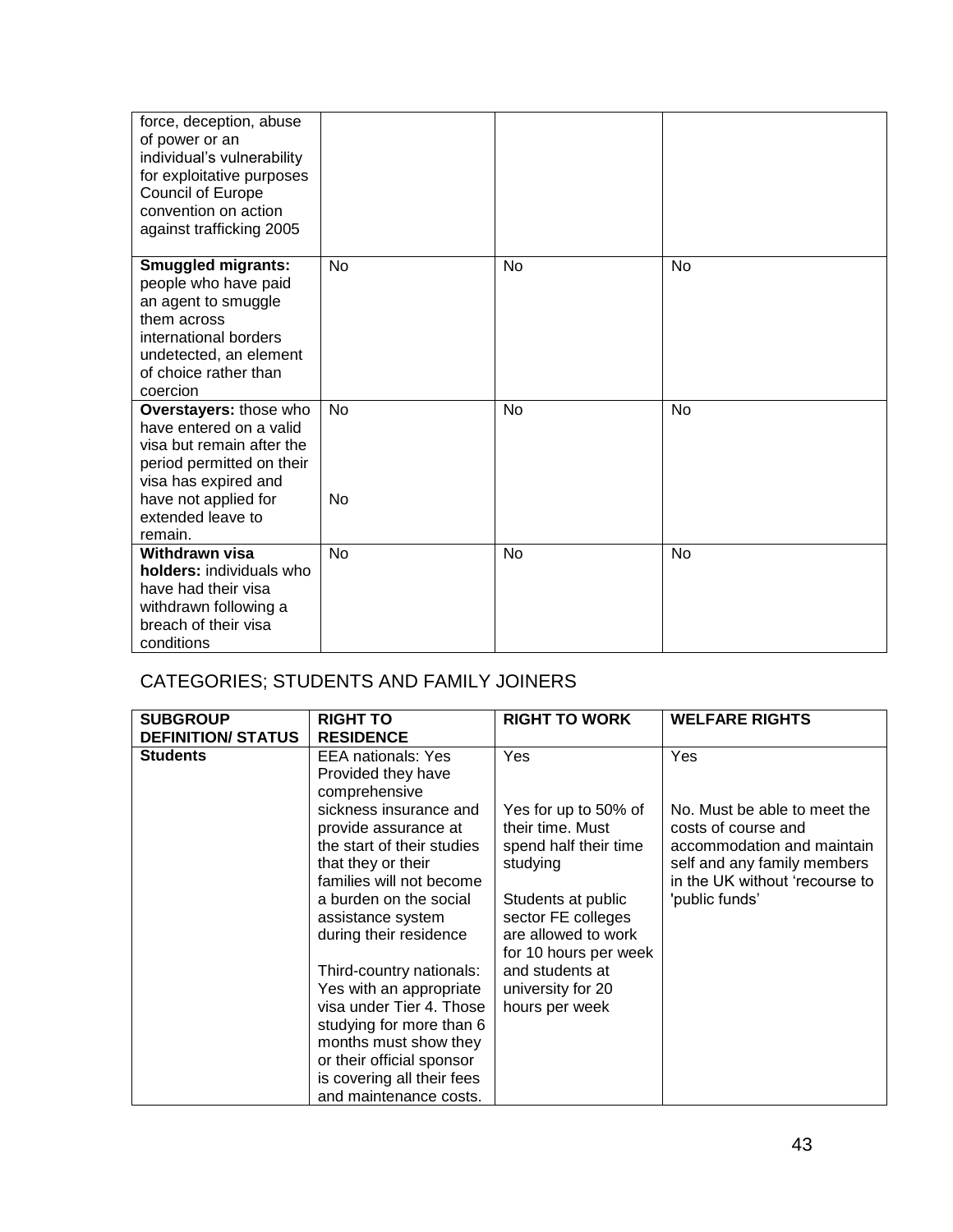| | | | |
|---|---|---|---|
| force, deception, abuse of power or an individual's vulnerability for exploitative purposes Council of Europe convention on action against trafficking 2005 | | | |
| **Smuggled migrants:** people who have paid an agent to smuggle them across international borders undetected, an element of choice rather than coercion | No | No | No |
| **Overstayers:** those who have entered on a valid visa but remain after the period permitted on their visa has expired and have not applied for extended leave to remain. | No<br><br>No | No | No |
| **Withdrawn visa holders:** individuals who have had their visa withdrawn following a breach of their visa conditions | No | No | No |

CATEGORIES; STUDENTS AND FAMILY JOINERS

| SUBGROUP DEFINITION/ STATUS | RIGHT TO RESIDENCE | RIGHT TO WORK | WELFARE RIGHTS |
|---|---|---|---|
| **Students** | EEA nationals: Yes Provided they have comprehensive sickness insurance and provide assurance at the start of their studies that they or their families will not become a burden on the social assistance system during their residence<br><br>Third-country nationals: Yes with an appropriate visa under Tier 4. Those studying for more than 6 months must show they or their official sponsor is covering all their fees and maintenance costs. | Yes<br><br>Yes for up to 50% of their time. Must spend half their time studying<br><br>Students at public sector FE colleges are allowed to work for 10 hours per week and students at university for 20 hours per week | Yes<br><br>No. Must be able to meet the costs of course and accommodation and maintain self and any family members in the UK without 'recourse to 'public funds' |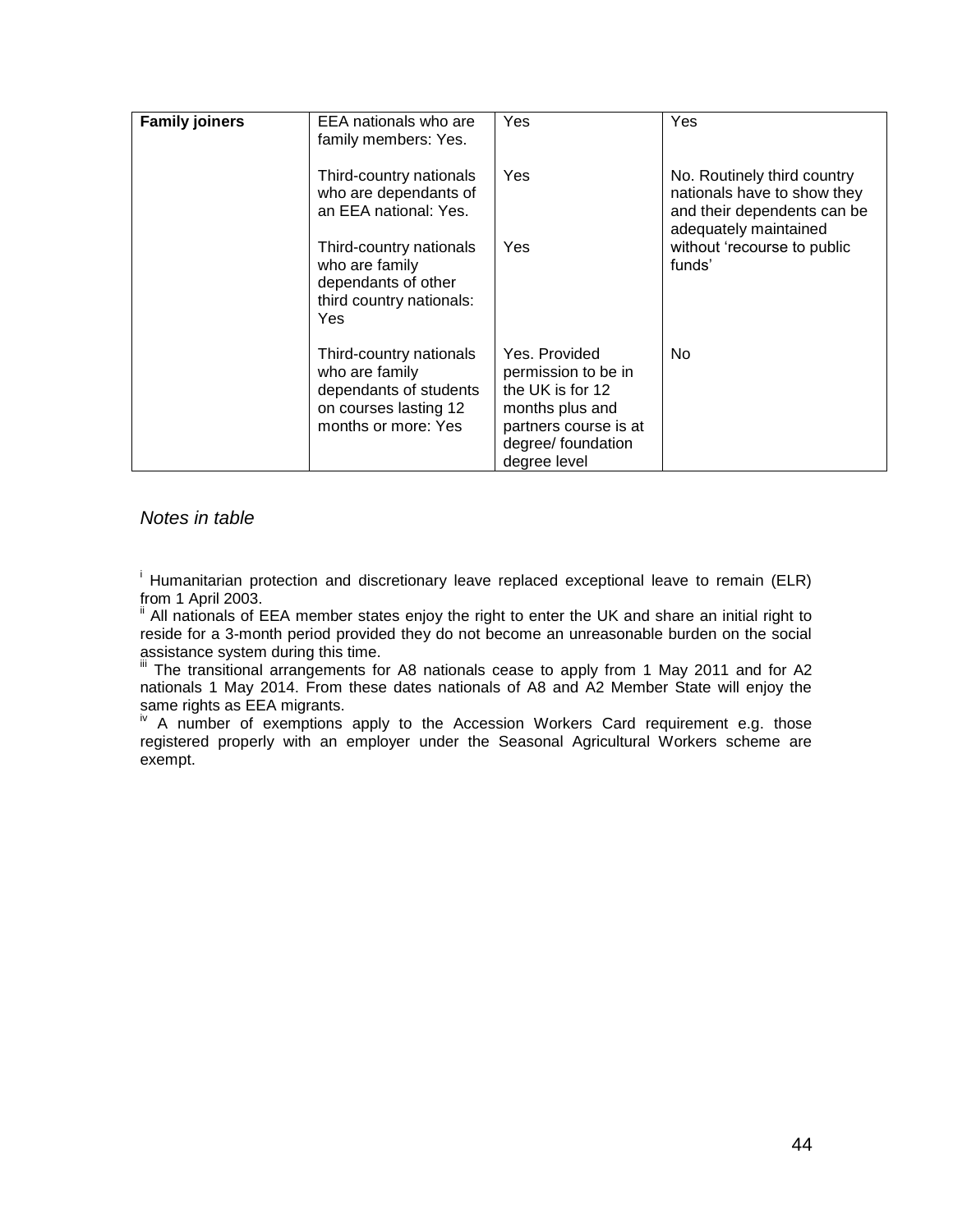| | | | |
|---|---|---|---|
| **Family joiners** | EEA nationals who are family members: Yes. | Yes | Yes |
| | Third-country nationals who are dependants of an EEA national: Yes. | Yes | No. Routinely third country nationals have to show they and their dependents can be adequately maintained without 'recourse to public funds' |
| | Third-country nationals who are family dependants of other third country nationals: Yes | Yes | |
| | Third-country nationals who are family dependants of students on courses lasting 12 months or more: Yes | Yes. Provided permission to be in the UK is for 12 months plus and partners course is at degree/ foundation degree level | No |

*Notes in table*

[i] Humanitarian protection and discretionary leave replaced exceptional leave to remain (ELR) from 1 April 2003.

[ii] All nationals of EEA member states enjoy the right to enter the UK and share an initial right to reside for a 3-month period provided they do not become an unreasonable burden on the social assistance system during this time.

[iii] The transitional arrangements for A8 nationals cease to apply from 1 May 2011 and for A2 nationals 1 May 2014. From these dates nationals of A8 and A2 Member State will enjoy the same rights as EEA migrants.

[iv] A number of exemptions apply to the Accession Workers Card requirement e.g. those registered properly with an employer under the Seasonal Agricultural Workers scheme are exempt.